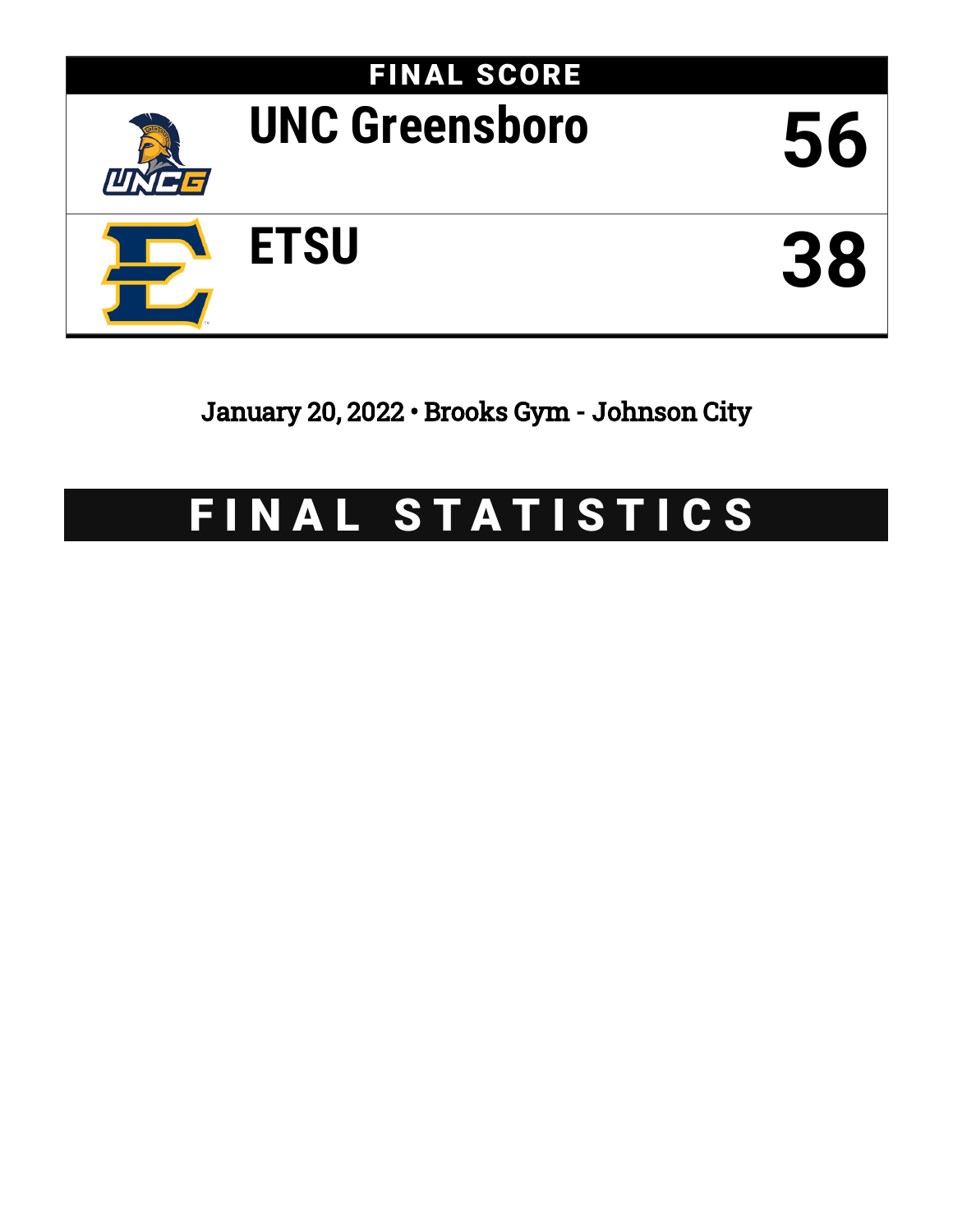## FINAL SCORE

| | |
|---|---|
| UNC Greensboro | 56 |
| ETSU | 38 |

January 20, 2022 • Brooks Gym - Johnson City

# FINAL STATISTICS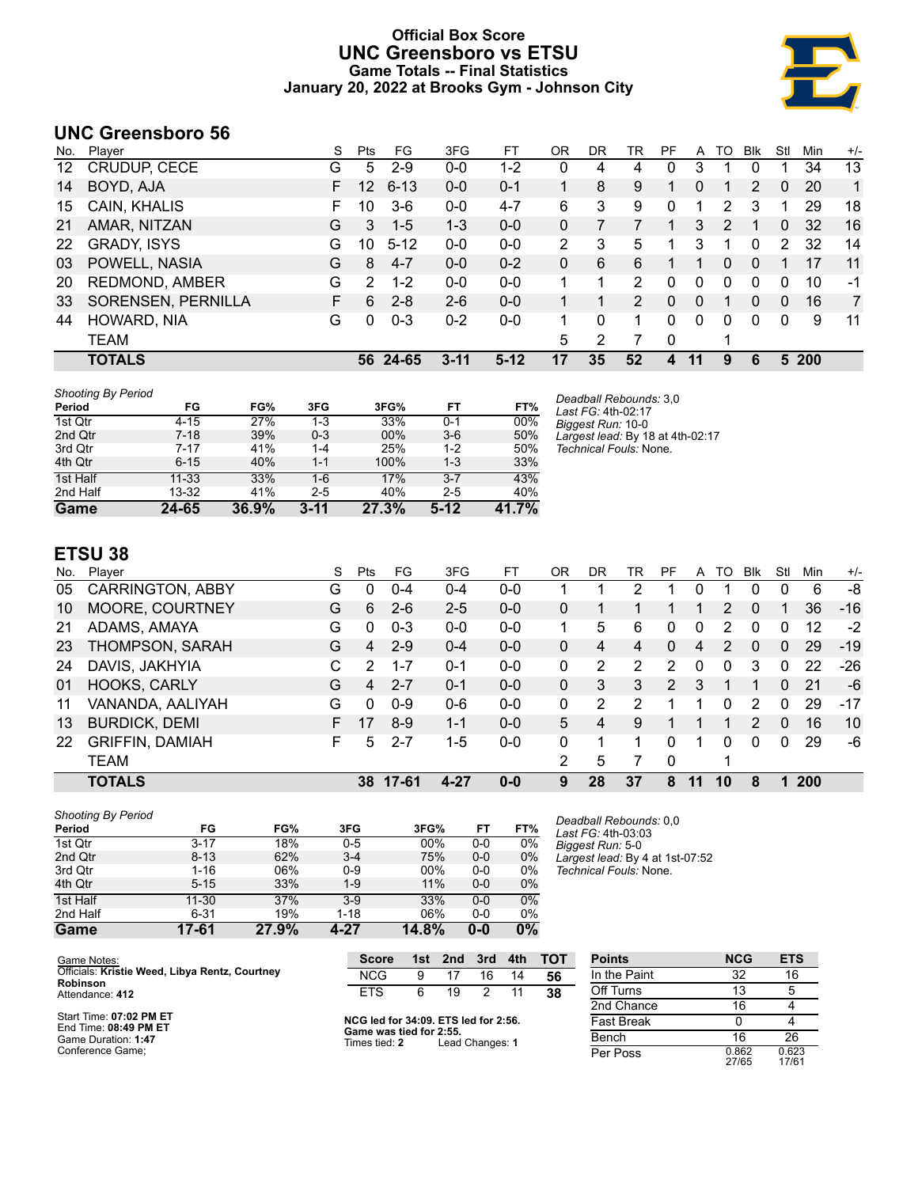# Official Box Score
# UNC Greensboro vs ETSU
## Game Totals -- Final Statistics
## January 20, 2022 at Brooks Gym - Johnson City

## UNC Greensboro 56

| No. | Player | S | Pts | FG | 3FG | FT | OR | DR | TR | PF | A | TO | Blk | Stl | Min | +/- |
|---|---|---|---|---|---|---|---|---|---|---|---|---|---|---|---|---|
| 12 | CRUDUP, CECE | G | 5 | 2-9 | 0-0 | 1-2 | 0 | 4 | 4 | 0 | 3 | 1 | 0 | 1 | 34 | 13 |
| 14 | BOYD, AJA | F | 12 | 6-13 | 0-0 | 0-1 | 1 | 8 | 9 | 1 | 0 | 1 | 2 | 0 | 20 | 1 |
| 15 | CAIN, KHALIS | F | 10 | 3-6 | 0-0 | 4-7 | 6 | 3 | 9 | 0 | 1 | 2 | 3 | 1 | 29 | 18 |
| 21 | AMAR, NITZAN | G | 3 | 1-5 | 1-3 | 0-0 | 0 | 7 | 7 | 1 | 3 | 2 | 1 | 0 | 32 | 16 |
| 22 | GRADY, ISYS | G | 10 | 5-12 | 0-0 | 0-0 | 2 | 3 | 5 | 1 | 3 | 1 | 0 | 2 | 32 | 14 |
| 03 | POWELL, NASIA | G | 8 | 4-7 | 0-0 | 0-2 | 0 | 6 | 6 | 1 | 1 | 0 | 0 | 1 | 17 | 11 |
| 20 | REDMOND, AMBER | G | 2 | 1-2 | 0-0 | 0-0 | 1 | 1 | 2 | 0 | 0 | 0 | 0 | 0 | 10 | -1 |
| 33 | SORENSEN, PERNILLA | F | 6 | 2-8 | 2-6 | 0-0 | 1 | 1 | 2 | 0 | 0 | 1 | 0 | 0 | 16 | 7 |
| 44 | HOWARD, NIA | G | 0 | 0-3 | 0-2 | 0-0 | 1 | 0 | 1 | 0 | 0 | 0 | 0 | 0 | 9 | 11 |
| | TEAM | | | | | | 5 | 2 | 7 | 0 | | 1 | | | | |
| | **TOTALS** | | **56** | **24-65** | **3-11** | **5-12** | **17** | **35** | **52** | **4** | **11** | **9** | **6** | **5** | **200** | |

*Shooting By Period*

| Period | FG | FG% | 3FG | 3FG% | FT | FT% |
|---|---|---|---|---|---|---|
| 1st Qtr | 4-15 | 27% | 1-3 | 33% | 0-1 | 00% |
| 2nd Qtr | 7-18 | 39% | 0-3 | 00% | 3-6 | 50% |
| 3rd Qtr | 7-17 | 41% | 1-4 | 25% | 1-2 | 50% |
| 4th Qtr | 6-15 | 40% | 1-1 | 100% | 1-3 | 33% |
| 1st Half | 11-33 | 33% | 1-6 | 17% | 3-7 | 43% |
| 2nd Half | 13-32 | 41% | 2-5 | 40% | 2-5 | 40% |
| **Game** | **24-65** | **36.9%** | **3-11** | **27.3%** | **5-12** | **41.7%** |

*Deadball Rebounds:* 3,0
*Last FG:* 4th-02:17
*Biggest Run:* 10-0
*Largest lead:* By 18 at 4th-02:17
*Technical Fouls:* None.

## ETSU 38

| No. | Player | S | Pts | FG | 3FG | FT | OR | DR | TR | PF | A | TO | Blk | Stl | Min | +/- |
|---|---|---|---|---|---|---|---|---|---|---|---|---|---|---|---|---|
| 05 | CARRINGTON, ABBY | G | 0 | 0-4 | 0-4 | 0-0 | 1 | 1 | 2 | 1 | 0 | 1 | 0 | 0 | 6 | -8 |
| 10 | MOORE, COURTNEY | G | 6 | 2-6 | 2-5 | 0-0 | 0 | 1 | 1 | 1 | 1 | 2 | 0 | 1 | 36 | -16 |
| 21 | ADAMS, AMAYA | G | 0 | 0-3 | 0-0 | 0-0 | 1 | 5 | 6 | 0 | 0 | 2 | 0 | 0 | 12 | -2 |
| 23 | THOMPSON, SARAH | G | 4 | 2-9 | 0-4 | 0-0 | 0 | 4 | 4 | 0 | 4 | 2 | 0 | 0 | 29 | -19 |
| 24 | DAVIS, JAKHYIA | C | 2 | 1-7 | 0-1 | 0-0 | 0 | 2 | 2 | 2 | 0 | 0 | 3 | 0 | 22 | -26 |
| 01 | HOOKS, CARLY | G | 4 | 2-7 | 0-1 | 0-0 | 0 | 3 | 3 | 2 | 3 | 1 | 1 | 0 | 21 | -6 |
| 11 | VANANDA, AALIYAH | G | 0 | 0-9 | 0-6 | 0-0 | 0 | 2 | 2 | 1 | 1 | 0 | 2 | 0 | 29 | -17 |
| 13 | BURDICK, DEMI | F | 17 | 8-9 | 1-1 | 0-0 | 5 | 4 | 9 | 1 | 1 | 1 | 2 | 0 | 16 | 10 |
| 22 | GRIFFIN, DAMIAH | F | 5 | 2-7 | 1-5 | 0-0 | 0 | 1 | 1 | 0 | 1 | 0 | 0 | 0 | 29 | -6 |
| | TEAM | | | | | | 2 | 5 | 7 | 0 | | 1 | | | | |
| | **TOTALS** | | **38** | **17-61** | **4-27** | **0-0** | **9** | **28** | **37** | **8** | **11** | **10** | **8** | **1** | **200** | |

*Shooting By Period*

| Period | FG | FG% | 3FG | 3FG% | FT | FT% |
|---|---|---|---|---|---|---|
| 1st Qtr | 3-17 | 18% | 0-5 | 00% | 0-0 | 0% |
| 2nd Qtr | 8-13 | 62% | 3-4 | 75% | 0-0 | 0% |
| 3rd Qtr | 1-16 | 06% | 0-9 | 00% | 0-0 | 0% |
| 4th Qtr | 5-15 | 33% | 1-9 | 11% | 0-0 | 0% |
| 1st Half | 11-30 | 37% | 3-9 | 33% | 0-0 | 0% |
| 2nd Half | 6-31 | 19% | 1-18 | 06% | 0-0 | 0% |
| **Game** | **17-61** | **27.9%** | **4-27** | **14.8%** | **0-0** | **0%** |

*Deadball Rebounds:* 0,0
*Last FG:* 4th-03:03
*Biggest Run:* 5-0
*Largest lead:* By 4 at 1st-07:52
*Technical Fouls:* None.

Game Notes:
Officials: **Kristie Weed, Libya Rentz, Courtney Robinson**
Attendance: **412**

Start Time: **07:02 PM ET**
End Time: **08:49 PM ET**
Game Duration: **1:47**
Conference Game;

| Score | 1st | 2nd | 3rd | 4th | TOT |
|---|---|---|---|---|---|
| NCG | 9 | 17 | 16 | 14 | **56** |
| ETS | 6 | 19 | 2 | 11 | **38** |

**NCG led for 34:09. ETS led for 2:56.**
**Game was tied for 2:55.**
Times tied: **2** Lead Changes: **1**

| Points | NCG | ETS |
|---|---|---|
| In the Paint | 32 | 16 |
| Off Turns | 13 | 5 |
| 2nd Chance | 16 | 4 |
| Fast Break | 0 | 4 |
| Bench | 16 | 26 |
| Per Poss | 0.862 27/65 | 0.623 17/61 |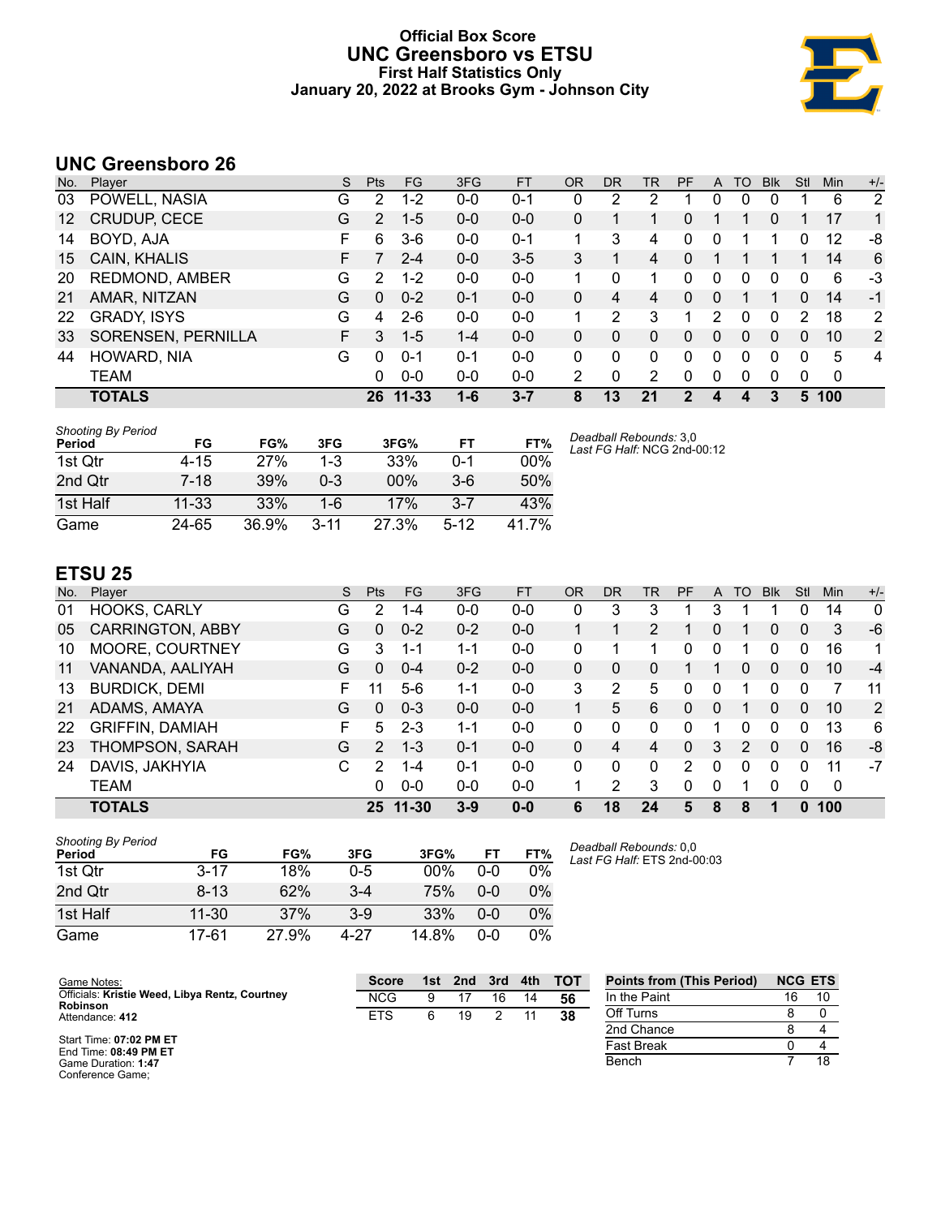# Official Box Score
# UNC Greensboro vs ETSU
## First Half Statistics Only
### January 20, 2022 at Brooks Gym - Johnson City

## UNC Greensboro 26

| No. | Player | S | Pts | FG | 3FG | FT | OR | DR | TR | PF | A | TO | Blk | Stl | Min | +/- |
|---|---|---|---|---|---|---|---|---|---|---|---|---|---|---|---|---|
| 03 | POWELL, NASIA | G | 2 | 1-2 | 0-0 | 0-1 | 0 | 2 | 2 | 1 | 0 | 0 | 0 | 1 | 6 | 2 |
| 12 | CRUDUP, CECE | G | 2 | 1-5 | 0-0 | 0-0 | 0 | 1 | 1 | 0 | 1 | 1 | 0 | 1 | 17 | 1 |
| 14 | BOYD, AJA | F | 6 | 3-6 | 0-0 | 0-1 | 1 | 3 | 4 | 0 | 0 | 1 | 1 | 0 | 12 | -8 |
| 15 | CAIN, KHALIS | F | 7 | 2-4 | 0-0 | 3-5 | 3 | 1 | 4 | 0 | 1 | 1 | 1 | 1 | 14 | 6 |
| 20 | REDMOND, AMBER | G | 2 | 1-2 | 0-0 | 0-0 | 1 | 0 | 1 | 0 | 0 | 0 | 0 | 0 | 6 | -3 |
| 21 | AMAR, NITZAN | G | 0 | 0-2 | 0-1 | 0-0 | 0 | 4 | 4 | 0 | 0 | 1 | 1 | 0 | 14 | -1 |
| 22 | GRADY, ISYS | G | 4 | 2-6 | 0-0 | 0-0 | 1 | 2 | 3 | 1 | 2 | 0 | 0 | 2 | 18 | 2 |
| 33 | SORENSEN, PERNILLA | F | 3 | 1-5 | 1-4 | 0-0 | 0 | 0 | 0 | 0 | 0 | 0 | 0 | 0 | 10 | 2 |
| 44 | HOWARD, NIA | G | 0 | 0-1 | 0-1 | 0-0 | 0 | 0 | 0 | 0 | 0 | 0 | 0 | 0 | 5 | 4 |
| | TEAM | | 0 | 0-0 | 0-0 | 0-0 | 2 | 0 | 2 | 0 | 0 | 0 | 0 | 0 | 0 | |
| | **TOTALS** | | **26** | **11-33** | **1-6** | **3-7** | **8** | **13** | **21** | **2** | **4** | **4** | **3** | **5** | **100** | |

*Shooting By Period*

| Period | FG | FG% | 3FG | 3FG% | FT | FT% |
|---|---|---|---|---|---|---|
| 1st Qtr | 4-15 | 27% | 1-3 | 33% | 0-1 | 00% |
| 2nd Qtr | 7-18 | 39% | 0-3 | 00% | 3-6 | 50% |
| 1st Half | 11-33 | 33% | 1-6 | 17% | 3-7 | 43% |
| Game | 24-65 | 36.9% | 3-11 | 27.3% | 5-12 | 41.7% |

*Deadball Rebounds:* 3,0
*Last FG Half:* NCG 2nd-00:12

## ETSU 25

| No. | Player | S | Pts | FG | 3FG | FT | OR | DR | TR | PF | A | TO | Blk | Stl | Min | +/- |
|---|---|---|---|---|---|---|---|---|---|---|---|---|---|---|---|---|
| 01 | HOOKS, CARLY | G | 2 | 1-4 | 0-0 | 0-0 | 0 | 3 | 3 | 1 | 3 | 1 | 1 | 0 | 14 | 0 |
| 05 | CARRINGTON, ABBY | G | 0 | 0-2 | 0-2 | 0-0 | 1 | 1 | 2 | 1 | 0 | 1 | 0 | 0 | 3 | -6 |
| 10 | MOORE, COURTNEY | G | 3 | 1-1 | 1-1 | 0-0 | 0 | 1 | 1 | 0 | 0 | 1 | 0 | 0 | 16 | 1 |
| 11 | VANANDA, AALIYAH | G | 0 | 0-4 | 0-2 | 0-0 | 0 | 0 | 0 | 1 | 1 | 0 | 0 | 0 | 10 | -4 |
| 13 | BURDICK, DEMI | F | 11 | 5-6 | 1-1 | 0-0 | 3 | 2 | 5 | 0 | 0 | 1 | 0 | 0 | 7 | 11 |
| 21 | ADAMS, AMAYA | G | 0 | 0-3 | 0-0 | 0-0 | 1 | 5 | 6 | 0 | 0 | 1 | 0 | 0 | 10 | 2 |
| 22 | GRIFFIN, DAMIAH | F | 5 | 2-3 | 1-1 | 0-0 | 0 | 0 | 0 | 0 | 1 | 0 | 0 | 0 | 13 | 6 |
| 23 | THOMPSON, SARAH | G | 2 | 1-3 | 0-1 | 0-0 | 0 | 4 | 4 | 0 | 3 | 2 | 0 | 0 | 16 | -8 |
| 24 | DAVIS, JAKHYIA | C | 2 | 1-4 | 0-1 | 0-0 | 0 | 0 | 0 | 2 | 0 | 0 | 0 | 0 | 11 | -7 |
| | TEAM | | 0 | 0-0 | 0-0 | 0-0 | 1 | 2 | 3 | 0 | 0 | 1 | 0 | 0 | 0 | |
| | **TOTALS** | | **25** | **11-30** | **3-9** | **0-0** | **6** | **18** | **24** | **5** | **8** | **8** | **1** | **0** | **100** | |

*Shooting By Period*

| Period | FG | FG% | 3FG | 3FG% | FT | FT% |
|---|---|---|---|---|---|---|
| 1st Qtr | 3-17 | 18% | 0-5 | 00% | 0-0 | 0% |
| 2nd Qtr | 8-13 | 62% | 3-4 | 75% | 0-0 | 0% |
| 1st Half | 11-30 | 37% | 3-9 | 33% | 0-0 | 0% |
| Game | 17-61 | 27.9% | 4-27 | 14.8% | 0-0 | 0% |

*Deadball Rebounds:* 0,0
*Last FG Half:* ETS 2nd-00:03

Game Notes:
Officials: **Kristie Weed, Libya Rentz, Courtney Robinson**
Attendance: **412**

Start Time: **07:02 PM ET**
End Time: **08:49 PM ET**
Game Duration: **1:47**
Conference Game;

| Score | 1st | 2nd | 3rd | 4th | TOT |
|---|---|---|---|---|---|
| NCG | 9 | 17 | 16 | 14 | **56** |
| ETS | 6 | 19 | 2 | 11 | **38** |

| Points from (This Period) | NCG | ETS |
|---|---|---|
| In the Paint | 16 | 10 |
| Off Turns | 8 | 0 |
| 2nd Chance | 8 | 4 |
| Fast Break | 0 | 4 |
| Bench | 7 | 18 |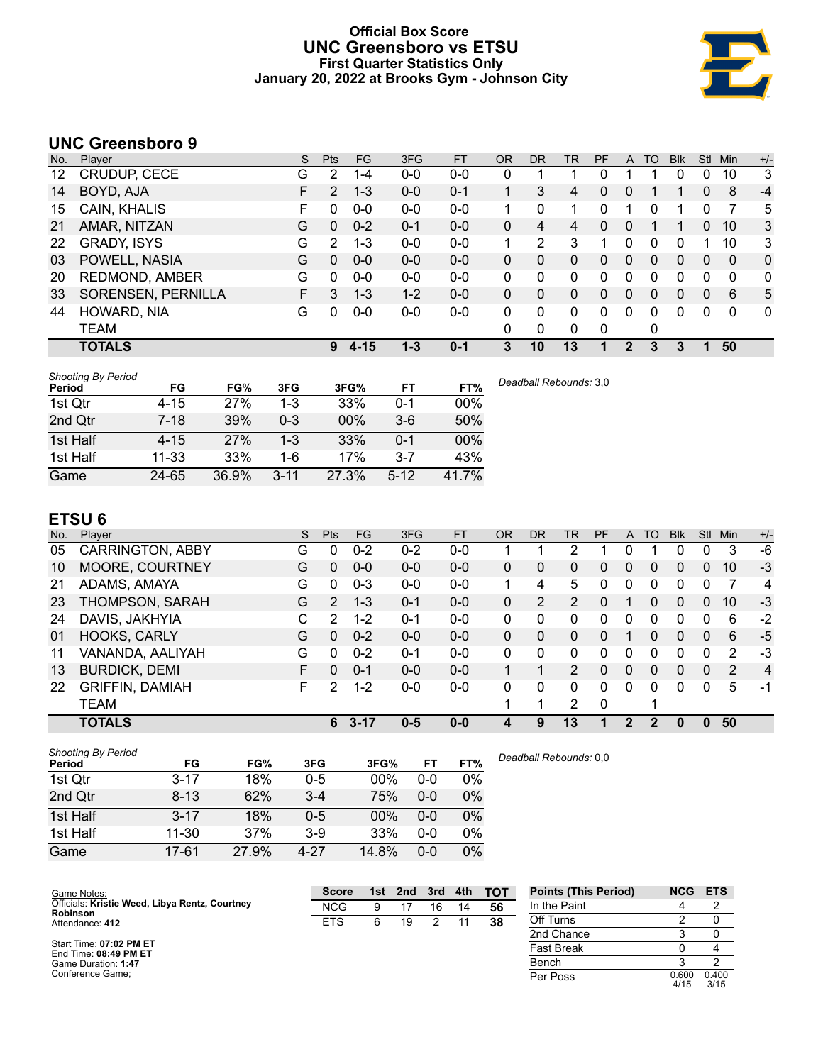# Official Box Score
# UNC Greensboro vs ETSU
## First Quarter Statistics Only
### January 20, 2022 at Brooks Gym - Johnson City

## UNC Greensboro 9

| No. | Player | S | Pts | FG | 3FG | FT | OR | DR | TR | PF | A | TO | Blk | Stl | Min | +/- |
|---|---|---|---|---|---|---|---|---|---|---|---|---|---|---|---|---|
| 12 | CRUDUP, CECE | G | 2 | 1-4 | 0-0 | 0-0 | 0 | 1 | 1 | 0 | 1 | 1 | 0 | 0 | 10 | 3 |
| 14 | BOYD, AJA | F | 2 | 1-3 | 0-0 | 0-1 | 1 | 3 | 4 | 0 | 0 | 1 | 1 | 0 | 8 | -4 |
| 15 | CAIN, KHALIS | F | 0 | 0-0 | 0-0 | 0-0 | 1 | 0 | 1 | 0 | 1 | 0 | 1 | 0 | 7 | 5 |
| 21 | AMAR, NITZAN | G | 0 | 0-2 | 0-1 | 0-0 | 0 | 4 | 4 | 0 | 0 | 1 | 1 | 0 | 10 | 3 |
| 22 | GRADY, ISYS | G | 2 | 1-3 | 0-0 | 0-0 | 1 | 2 | 3 | 1 | 0 | 0 | 0 | 1 | 10 | 3 |
| 03 | POWELL, NASIA | G | 0 | 0-0 | 0-0 | 0-0 | 0 | 0 | 0 | 0 | 0 | 0 | 0 | 0 | 0 | 0 |
| 20 | REDMOND, AMBER | G | 0 | 0-0 | 0-0 | 0-0 | 0 | 0 | 0 | 0 | 0 | 0 | 0 | 0 | 0 | 0 |
| 33 | SORENSEN, PERNILLA | F | 3 | 1-3 | 1-2 | 0-0 | 0 | 0 | 0 | 0 | 0 | 0 | 0 | 0 | 6 | 5 |
| 44 | HOWARD, NIA | G | 0 | 0-0 | 0-0 | 0-0 | 0 | 0 | 0 | 0 | 0 | 0 | 0 | 0 | 0 | 0 |
| | TEAM | | | | | | 0 | 0 | 0 | 0 | | 0 | | | | |
| | **TOTALS** | | **9** | **4-15** | **1-3** | **0-1** | **3** | **10** | **13** | **1** | **2** | **3** | **3** | **1** | **50** | |

*Shooting By Period*

| Period | FG | FG% | 3FG | 3FG% | FT | FT% |
|---|---|---|---|---|---|---|
| 1st Qtr | 4-15 | 27% | 1-3 | 33% | 0-1 | 00% |
| 2nd Qtr | 7-18 | 39% | 0-3 | 00% | 3-6 | 50% |
| 1st Half | 4-15 | 27% | 1-3 | 33% | 0-1 | 00% |
| 1st Half | 11-33 | 33% | 1-6 | 17% | 3-7 | 43% |
| Game | 24-65 | 36.9% | 3-11 | 27.3% | 5-12 | 41.7% |

*Deadball Rebounds:* 3,0

## ETSU 6

| No. | Player | S | Pts | FG | 3FG | FT | OR | DR | TR | PF | A | TO | Blk | Stl | Min | +/- |
|---|---|---|---|---|---|---|---|---|---|---|---|---|---|---|---|---|
| 05 | CARRINGTON, ABBY | G | 0 | 0-2 | 0-2 | 0-0 | 1 | 1 | 2 | 1 | 0 | 1 | 0 | 0 | 3 | -6 |
| 10 | MOORE, COURTNEY | G | 0 | 0-0 | 0-0 | 0-0 | 0 | 0 | 0 | 0 | 0 | 0 | 0 | 0 | 10 | -3 |
| 21 | ADAMS, AMAYA | G | 0 | 0-3 | 0-0 | 0-0 | 1 | 4 | 5 | 0 | 0 | 0 | 0 | 0 | 7 | 4 |
| 23 | THOMPSON, SARAH | G | 2 | 1-3 | 0-1 | 0-0 | 0 | 2 | 2 | 0 | 1 | 0 | 0 | 0 | 10 | -3 |
| 24 | DAVIS, JAKHYIA | C | 2 | 1-2 | 0-1 | 0-0 | 0 | 0 | 0 | 0 | 0 | 0 | 0 | 0 | 6 | -2 |
| 01 | HOOKS, CARLY | G | 0 | 0-2 | 0-0 | 0-0 | 0 | 0 | 0 | 0 | 1 | 0 | 0 | 0 | 6 | -5 |
| 11 | VANANDA, AALIYAH | G | 0 | 0-2 | 0-1 | 0-0 | 0 | 0 | 0 | 0 | 0 | 0 | 0 | 0 | 2 | -3 |
| 13 | BURDICK, DEMI | F | 0 | 0-1 | 0-0 | 0-0 | 1 | 1 | 2 | 0 | 0 | 0 | 0 | 0 | 2 | 4 |
| 22 | GRIFFIN, DAMIAH | F | 2 | 1-2 | 0-0 | 0-0 | 0 | 0 | 0 | 0 | 0 | 0 | 0 | 0 | 5 | -1 |
| | TEAM | | | | | | 1 | 1 | 2 | 0 | | 1 | | | | |
| | **TOTALS** | | **6** | **3-17** | **0-5** | **0-0** | **4** | **9** | **13** | **1** | **2** | **2** | **0** | **0** | **50** | |

*Shooting By Period*

| Period | FG | FG% | 3FG | 3FG% | FT | FT% |
|---|---|---|---|---|---|---|
| 1st Qtr | 3-17 | 18% | 0-5 | 00% | 0-0 | 0% |
| 2nd Qtr | 8-13 | 62% | 3-4 | 75% | 0-0 | 0% |
| 1st Half | 3-17 | 18% | 0-5 | 00% | 0-0 | 0% |
| 1st Half | 11-30 | 37% | 3-9 | 33% | 0-0 | 0% |
| Game | 17-61 | 27.9% | 4-27 | 14.8% | 0-0 | 0% |

*Deadball Rebounds:* 0,0

Game Notes:
Officials: **Kristie Weed, Libya Rentz, Courtney Robinson**
Attendance: **412**

Start Time: **07:02 PM ET**
End Time: **08:49 PM ET**
Game Duration: **1:47**
Conference Game;

| Score | 1st | 2nd | 3rd | 4th | TOT |
|---|---|---|---|---|---|
| NCG | 9 | 17 | 16 | 14 | **56** |
| ETS | 6 | 19 | 2 | 11 | **38** |

| Points (This Period) | NCG | ETS |
|---|---|---|
| In the Paint | 4 | 2 |
| Off Turns | 2 | 0 |
| 2nd Chance | 3 | 0 |
| Fast Break | 0 | 4 |
| Bench | 3 | 2 |
| Per Poss | 0.600 4/15 | 0.400 3/15 |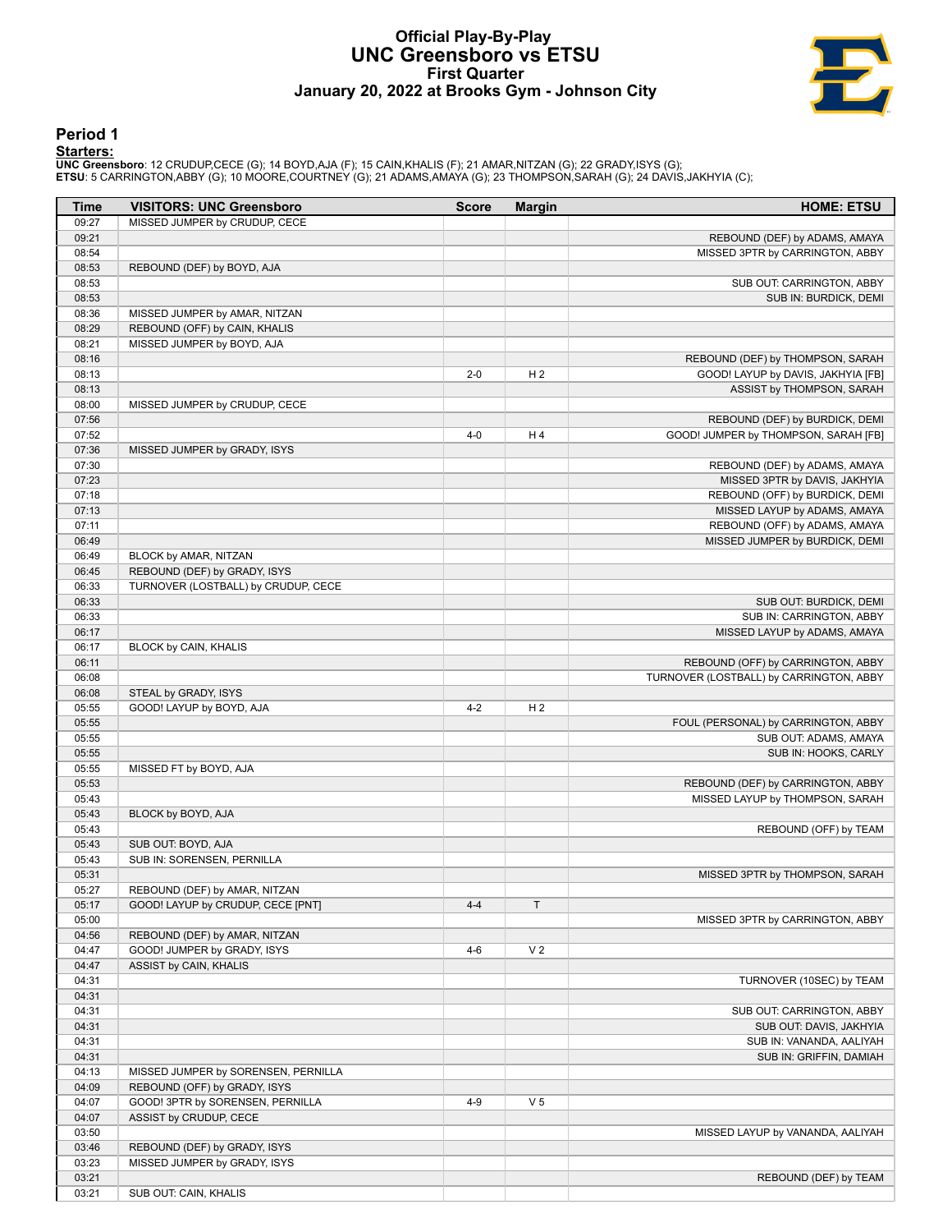# Official Play-By-Play
## UNC Greensboro vs ETSU
### First Quarter
### January 20, 2022 at Brooks Gym - Johnson City

## Period 1

**Starters:**

**UNC Greensboro**: 12 CRUDUP,CECE (G); 14 BOYD,AJA (F); 15 CAIN,KHALIS (F); 21 AMAR,NITZAN (G); 22 GRADY,ISYS (G);
**ETSU**: 5 CARRINGTON,ABBY (G); 10 MOORE,COURTNEY (G); 21 ADAMS,AMAYA (G); 23 THOMPSON,SARAH (G); 24 DAVIS,JAKHYIA (C);

| Time | VISITORS: UNC Greensboro | Score | Margin | HOME: ETSU |
|---|---|---|---|---|
| 09:27 | MISSED JUMPER by CRUDUP, CECE | | | |
| 09:21 | | | | REBOUND (DEF) by ADAMS, AMAYA |
| 08:54 | | | | MISSED 3PTR by CARRINGTON, ABBY |
| 08:53 | REBOUND (DEF) by BOYD, AJA | | | |
| 08:53 | | | | SUB OUT: CARRINGTON, ABBY |
| 08:53 | | | | SUB IN: BURDICK, DEMI |
| 08:36 | MISSED JUMPER by AMAR, NITZAN | | | |
| 08:29 | REBOUND (OFF) by CAIN, KHALIS | | | |
| 08:21 | MISSED JUMPER by BOYD, AJA | | | |
| 08:16 | | | | REBOUND (DEF) by THOMPSON, SARAH |
| 08:13 | | 2-0 | H 2 | GOOD! LAYUP by DAVIS, JAKHYIA [FB] |
| 08:13 | | | | ASSIST by THOMPSON, SARAH |
| 08:00 | MISSED JUMPER by CRUDUP, CECE | | | |
| 07:56 | | | | REBOUND (DEF) by BURDICK, DEMI |
| 07:52 | | 4-0 | H 4 | GOOD! JUMPER by THOMPSON, SARAH [FB] |
| 07:36 | MISSED JUMPER by GRADY, ISYS | | | |
| 07:30 | | | | REBOUND (DEF) by ADAMS, AMAYA |
| 07:23 | | | | MISSED 3PTR by DAVIS, JAKHYIA |
| 07:18 | | | | REBOUND (OFF) by BURDICK, DEMI |
| 07:13 | | | | MISSED LAYUP by ADAMS, AMAYA |
| 07:11 | | | | REBOUND (OFF) by ADAMS, AMAYA |
| 06:49 | | | | MISSED JUMPER by BURDICK, DEMI |
| 06:49 | BLOCK by AMAR, NITZAN | | | |
| 06:45 | REBOUND (DEF) by GRADY, ISYS | | | |
| 06:33 | TURNOVER (LOSTBALL) by CRUDUP, CECE | | | |
| 06:33 | | | | SUB OUT: BURDICK, DEMI |
| 06:33 | | | | SUB IN: CARRINGTON, ABBY |
| 06:17 | | | | MISSED LAYUP by ADAMS, AMAYA |
| 06:17 | BLOCK by CAIN, KHALIS | | | |
| 06:11 | | | | REBOUND (OFF) by CARRINGTON, ABBY |
| 06:08 | | | | TURNOVER (LOSTBALL) by CARRINGTON, ABBY |
| 06:08 | STEAL by GRADY, ISYS | | | |
| 05:55 | GOOD! LAYUP by BOYD, AJA | 4-2 | H 2 | |
| 05:55 | | | | FOUL (PERSONAL) by CARRINGTON, ABBY |
| 05:55 | | | | SUB OUT: ADAMS, AMAYA |
| 05:55 | | | | SUB IN: HOOKS, CARLY |
| 05:55 | MISSED FT by BOYD, AJA | | | |
| 05:53 | | | | REBOUND (DEF) by CARRINGTON, ABBY |
| 05:43 | | | | MISSED LAYUP by THOMPSON, SARAH |
| 05:43 | BLOCK by BOYD, AJA | | | |
| 05:43 | | | | REBOUND (OFF) by TEAM |
| 05:43 | SUB OUT: BOYD, AJA | | | |
| 05:43 | SUB IN: SORENSEN, PERNILLA | | | |
| 05:31 | | | | MISSED 3PTR by THOMPSON, SARAH |
| 05:27 | REBOUND (DEF) by AMAR, NITZAN | | | |
| 05:17 | GOOD! LAYUP by CRUDUP, CECE [PNT] | 4-4 | T | |
| 05:00 | | | | MISSED 3PTR by CARRINGTON, ABBY |
| 04:56 | REBOUND (DEF) by AMAR, NITZAN | | | |
| 04:47 | GOOD! JUMPER by GRADY, ISYS | 4-6 | V 2 | |
| 04:47 | ASSIST by CAIN, KHALIS | | | |
| 04:31 | | | | TURNOVER (10SEC) by TEAM |
| 04:31 | | | | |
| 04:31 | | | | SUB OUT: CARRINGTON, ABBY |
| 04:31 | | | | SUB OUT: DAVIS, JAKHYIA |
| 04:31 | | | | SUB IN: VANANDA, AALIYAH |
| 04:31 | | | | SUB IN: GRIFFIN, DAMIAH |
| 04:13 | MISSED JUMPER by SORENSEN, PERNILLA | | | |
| 04:09 | REBOUND (OFF) by GRADY, ISYS | | | |
| 04:07 | GOOD! 3PTR by SORENSEN, PERNILLA | 4-9 | V 5 | |
| 04:07 | ASSIST by CRUDUP, CECE | | | |
| 03:50 | | | | MISSED LAYUP by VANANDA, AALIYAH |
| 03:46 | REBOUND (DEF) by GRADY, ISYS | | | |
| 03:23 | MISSED JUMPER by GRADY, ISYS | | | |
| 03:21 | | | | REBOUND (DEF) by TEAM |
| 03:21 | SUB OUT: CAIN, KHALIS | | | |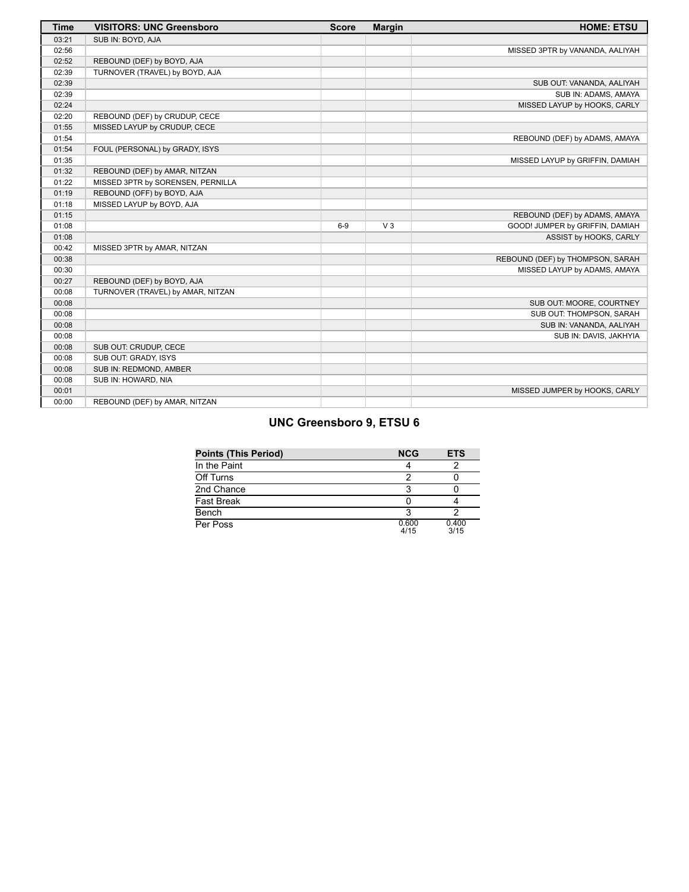| Time | VISITORS: UNC Greensboro | Score | Margin | HOME: ETSU |
|---|---|---|---|---|
| 03:21 | SUB IN: BOYD, AJA | | | |
| 02:56 | | | | MISSED 3PTR by VANANDA, AALIYAH |
| 02:52 | REBOUND (DEF) by BOYD, AJA | | | |
| 02:39 | TURNOVER (TRAVEL) by BOYD, AJA | | | |
| 02:39 | | | | SUB OUT: VANANDA, AALIYAH |
| 02:39 | | | | SUB IN: ADAMS, AMAYA |
| 02:24 | | | | MISSED LAYUP by HOOKS, CARLY |
| 02:20 | REBOUND (DEF) by CRUDUP, CECE | | | |
| 01:55 | MISSED LAYUP by CRUDUP, CECE | | | |
| 01:54 | | | | REBOUND (DEF) by ADAMS, AMAYA |
| 01:54 | FOUL (PERSONAL) by GRADY, ISYS | | | |
| 01:35 | | | | MISSED LAYUP by GRIFFIN, DAMIAH |
| 01:32 | REBOUND (DEF) by AMAR, NITZAN | | | |
| 01:22 | MISSED 3PTR by SORENSEN, PERNILLA | | | |
| 01:19 | REBOUND (OFF) by BOYD, AJA | | | |
| 01:18 | MISSED LAYUP by BOYD, AJA | | | |
| 01:15 | | | | REBOUND (DEF) by ADAMS, AMAYA |
| 01:08 | | 6-9 | V 3 | GOOD! JUMPER by GRIFFIN, DAMIAH |
| 01:08 | | | | ASSIST by HOOKS, CARLY |
| 00:42 | MISSED 3PTR by AMAR, NITZAN | | | |
| 00:38 | | | | REBOUND (DEF) by THOMPSON, SARAH |
| 00:30 | | | | MISSED LAYUP by ADAMS, AMAYA |
| 00:27 | REBOUND (DEF) by BOYD, AJA | | | |
| 00:08 | TURNOVER (TRAVEL) by AMAR, NITZAN | | | |
| 00:08 | | | | SUB OUT: MOORE, COURTNEY |
| 00:08 | | | | SUB OUT: THOMPSON, SARAH |
| 00:08 | | | | SUB IN: VANANDA, AALIYAH |
| 00:08 | | | | SUB IN: DAVIS, JAKHYIA |
| 00:08 | SUB OUT: CRUDUP, CECE | | | |
| 00:08 | SUB OUT: GRADY, ISYS | | | |
| 00:08 | SUB IN: REDMOND, AMBER | | | |
| 00:08 | SUB IN: HOWARD, NIA | | | |
| 00:01 | | | | MISSED JUMPER by HOOKS, CARLY |
| 00:00 | REBOUND (DEF) by AMAR, NITZAN | | | |

## UNC Greensboro 9, ETSU 6

| Points (This Period) | NCG | ETS |
|---|---|---|
| In the Paint | 4 | 2 |
| Off Turns | 2 | 0 |
| 2nd Chance | 3 | 0 |
| Fast Break | 0 | 4 |
| Bench | 3 | 2 |
| Per Poss | 0.600 4/15 | 0.400 3/15 |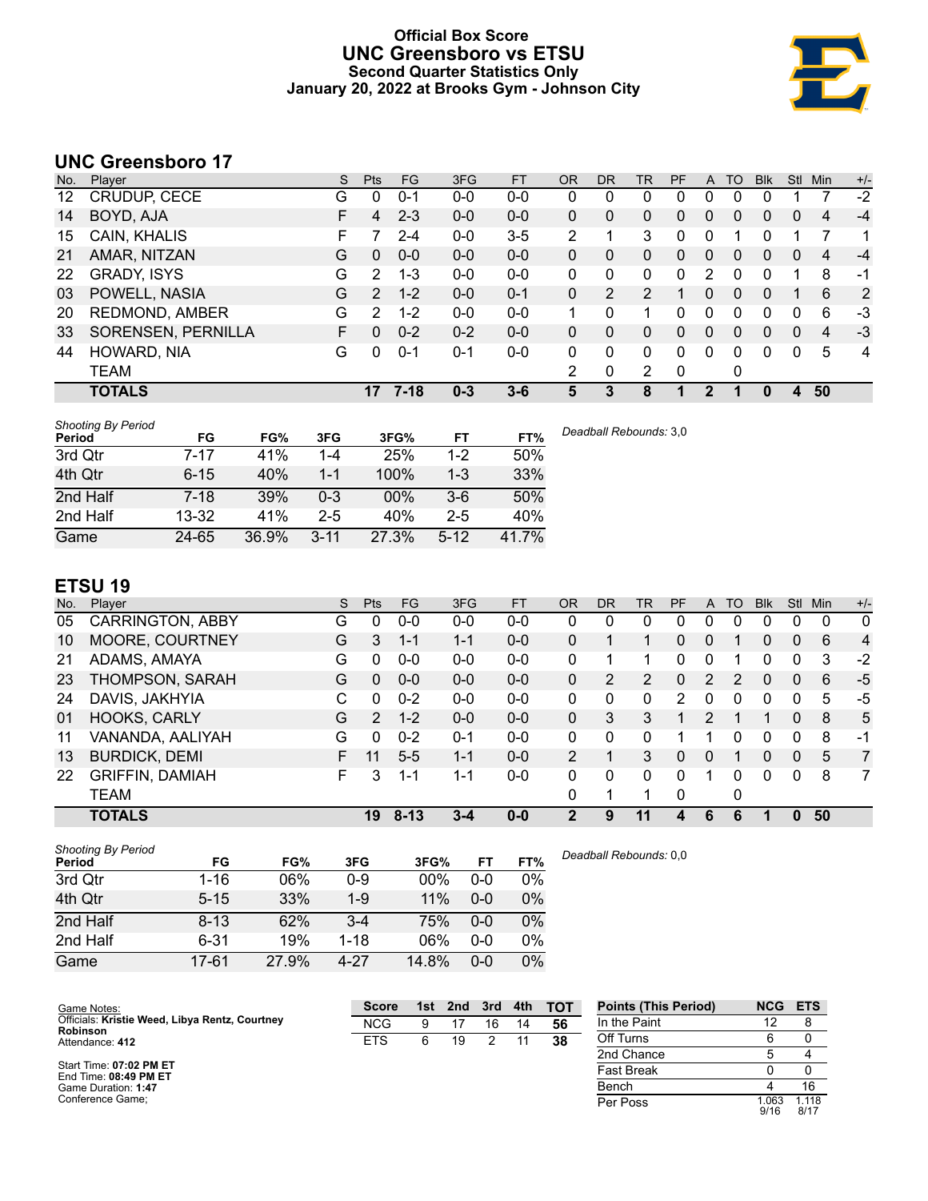# Official Box Score
# UNC Greensboro vs ETSU
## Second Quarter Statistics Only
### January 20, 2022 at Brooks Gym - Johnson City

## UNC Greensboro 17

| No. | Player | S | Pts | FG | 3FG | FT | OR | DR | TR | PF | A | TO | Blk | Stl | Min | +/- |
|---|---|---|---|---|---|---|---|---|---|---|---|---|---|---|---|---|
| 12 | CRUDUP, CECE | G | 0 | 0-1 | 0-0 | 0-0 | 0 | 0 | 0 | 0 | 0 | 0 | 0 | 1 | 7 | -2 |
| 14 | BOYD, AJA | F | 4 | 2-3 | 0-0 | 0-0 | 0 | 0 | 0 | 0 | 0 | 0 | 0 | 0 | 4 | -4 |
| 15 | CAIN, KHALIS | F | 7 | 2-4 | 0-0 | 3-5 | 2 | 1 | 3 | 0 | 0 | 1 | 0 | 1 | 7 | 1 |
| 21 | AMAR, NITZAN | G | 0 | 0-0 | 0-0 | 0-0 | 0 | 0 | 0 | 0 | 0 | 0 | 0 | 0 | 4 | -4 |
| 22 | GRADY, ISYS | G | 2 | 1-3 | 0-0 | 0-0 | 0 | 0 | 0 | 0 | 2 | 0 | 0 | 1 | 8 | -1 |
| 03 | POWELL, NASIA | G | 2 | 1-2 | 0-0 | 0-1 | 0 | 2 | 2 | 1 | 0 | 0 | 0 | 1 | 6 | 2 |
| 20 | REDMOND, AMBER | G | 2 | 1-2 | 0-0 | 0-0 | 1 | 0 | 1 | 0 | 0 | 0 | 0 | 0 | 6 | -3 |
| 33 | SORENSEN, PERNILLA | F | 0 | 0-2 | 0-2 | 0-0 | 0 | 0 | 0 | 0 | 0 | 0 | 0 | 0 | 4 | -3 |
| 44 | HOWARD, NIA | G | 0 | 0-1 | 0-1 | 0-0 | 0 | 0 | 0 | 0 | 0 | 0 | 0 | 0 | 5 | 4 |
| | TEAM | | | | | | 2 | 0 | 2 | 0 | | 0 | | | | |
| | **TOTALS** | | **17** | **7-18** | **0-3** | **3-6** | **5** | **3** | **8** | **1** | **2** | **1** | **0** | **4** | **50** | |

*Shooting By Period*

| Period | FG | FG% | 3FG | 3FG% | FT | FT% |
|---|---|---|---|---|---|---|
| 3rd Qtr | 7-17 | 41% | 1-4 | 25% | 1-2 | 50% |
| 4th Qtr | 6-15 | 40% | 1-1 | 100% | 1-3 | 33% |
| 2nd Half | 7-18 | 39% | 0-3 | 00% | 3-6 | 50% |
| 2nd Half | 13-32 | 41% | 2-5 | 40% | 2-5 | 40% |
| Game | 24-65 | 36.9% | 3-11 | 27.3% | 5-12 | 41.7% |

*Deadball Rebounds:* 3,0

## ETSU 19

| No. | Player | S | Pts | FG | 3FG | FT | OR | DR | TR | PF | A | TO | Blk | Stl | Min | +/- |
|---|---|---|---|---|---|---|---|---|---|---|---|---|---|---|---|---|
| 05 | CARRINGTON, ABBY | G | 0 | 0-0 | 0-0 | 0-0 | 0 | 0 | 0 | 0 | 0 | 0 | 0 | 0 | 0 | 0 |
| 10 | MOORE, COURTNEY | G | 3 | 1-1 | 1-1 | 0-0 | 0 | 1 | 1 | 0 | 0 | 1 | 0 | 0 | 6 | 4 |
| 21 | ADAMS, AMAYA | G | 0 | 0-0 | 0-0 | 0-0 | 0 | 1 | 1 | 0 | 0 | 1 | 0 | 0 | 3 | -2 |
| 23 | THOMPSON, SARAH | G | 0 | 0-0 | 0-0 | 0-0 | 0 | 2 | 2 | 0 | 2 | 2 | 0 | 0 | 6 | -5 |
| 24 | DAVIS, JAKHYIA | C | 0 | 0-2 | 0-0 | 0-0 | 0 | 0 | 0 | 2 | 0 | 0 | 0 | 0 | 5 | -5 |
| 01 | HOOKS, CARLY | G | 2 | 1-2 | 0-0 | 0-0 | 0 | 3 | 3 | 1 | 2 | 1 | 1 | 0 | 8 | 5 |
| 11 | VANANDA, AALIYAH | G | 0 | 0-2 | 0-1 | 0-0 | 0 | 0 | 0 | 1 | 1 | 0 | 0 | 0 | 8 | -1 |
| 13 | BURDICK, DEMI | F | 11 | 5-5 | 1-1 | 0-0 | 2 | 1 | 3 | 0 | 0 | 1 | 0 | 0 | 5 | 7 |
| 22 | GRIFFIN, DAMIAH | F | 3 | 1-1 | 1-1 | 0-0 | 0 | 0 | 0 | 0 | 1 | 0 | 0 | 0 | 8 | 7 |
| | TEAM | | | | | | 0 | 1 | 1 | 0 | | 0 | | | | |
| | **TOTALS** | | **19** | **8-13** | **3-4** | **0-0** | **2** | **9** | **11** | **4** | **6** | **6** | **1** | **0** | **50** | |

*Shooting By Period*

| Period | FG | FG% | 3FG | 3FG% | FT | FT% |
|---|---|---|---|---|---|---|
| 3rd Qtr | 1-16 | 06% | 0-9 | 00% | 0-0 | 0% |
| 4th Qtr | 5-15 | 33% | 1-9 | 11% | 0-0 | 0% |
| 2nd Half | 8-13 | 62% | 3-4 | 75% | 0-0 | 0% |
| 2nd Half | 6-31 | 19% | 1-18 | 06% | 0-0 | 0% |
| Game | 17-61 | 27.9% | 4-27 | 14.8% | 0-0 | 0% |

*Deadball Rebounds:* 0,0

Game Notes:
Officials: **Kristie Weed, Libya Rentz, Courtney Robinson**
Attendance: **412**

Start Time: **07:02 PM ET**
End Time: **08:49 PM ET**
Game Duration: **1:47**
Conference Game;

| Score | 1st | 2nd | 3rd | 4th | TOT |
|---|---|---|---|---|---|
| NCG | 9 | 17 | 16 | 14 | 56 |
| ETS | 6 | 19 | 2 | 11 | 38 |

| Points (This Period) | NCG | ETS |
|---|---|---|
| In the Paint | 12 | 8 |
| Off Turns | 6 | 0 |
| 2nd Chance | 5 | 4 |
| Fast Break | 0 | 0 |
| Bench | 4 | 16 |
| Per Poss | 1.063 9/16 | 1.118 8/17 |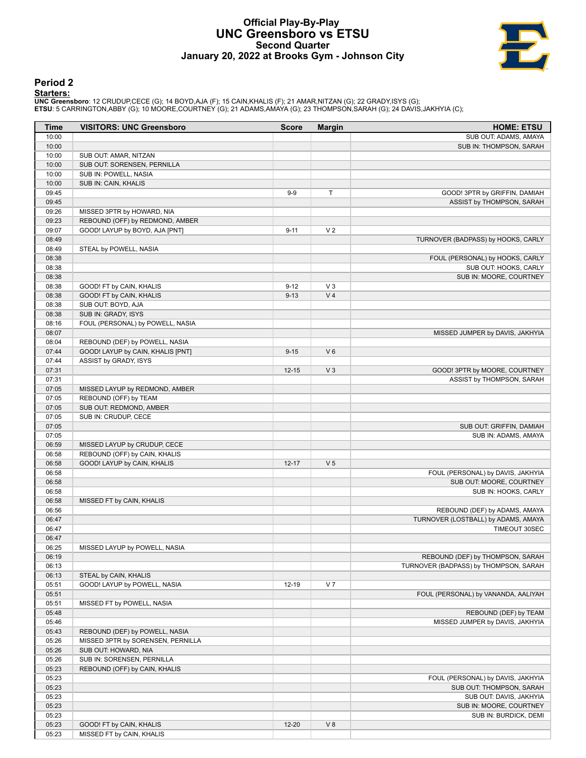# Official Play-By-Play
## UNC Greensboro vs ETSU
### Second Quarter
### January 20, 2022 at Brooks Gym - Johnson City

## Period 2

**Starters:**

**UNC Greensboro**: 12 CRUDUP,CECE (G); 14 BOYD,AJA (F); 15 CAIN,KHALIS (F); 21 AMAR,NITZAN (G); 22 GRADY,ISYS (G);
**ETSU**: 5 CARRINGTON,ABBY (G); 10 MOORE,COURTNEY (G); 21 ADAMS,AMAYA (G); 23 THOMPSON,SARAH (G); 24 DAVIS,JAKHYIA (C);

| Time | VISITORS: UNC Greensboro | Score | Margin | HOME: ETSU |
|---|---|---|---|---|
| 10:00 | | | | SUB OUT: ADAMS, AMAYA |
| 10:00 | | | | SUB IN: THOMPSON, SARAH |
| 10:00 | SUB OUT: AMAR, NITZAN | | | |
| 10:00 | SUB OUT: SORENSEN, PERNILLA | | | |
| 10:00 | SUB IN: POWELL, NASIA | | | |
| 10:00 | SUB IN: CAIN, KHALIS | | | |
| 09:45 | | 9-9 | T | GOOD! 3PTR by GRIFFIN, DAMIAH |
| 09:45 | | | | ASSIST by THOMPSON, SARAH |
| 09:26 | MISSED 3PTR by HOWARD, NIA | | | |
| 09:23 | REBOUND (OFF) by REDMOND, AMBER | | | |
| 09:07 | GOOD! LAYUP by BOYD, AJA [PNT] | 9-11 | V 2 | |
| 08:49 | | | | TURNOVER (BADPASS) by HOOKS, CARLY |
| 08:49 | STEAL by POWELL, NASIA | | | |
| 08:38 | | | | FOUL (PERSONAL) by HOOKS, CARLY |
| 08:38 | | | | SUB OUT: HOOKS, CARLY |
| 08:38 | | | | SUB IN: MOORE, COURTNEY |
| 08:38 | GOOD! FT by CAIN, KHALIS | 9-12 | V 3 | |
| 08:38 | GOOD! FT by CAIN, KHALIS | 9-13 | V 4 | |
| 08:38 | SUB OUT: BOYD, AJA | | | |
| 08:38 | SUB IN: GRADY, ISYS | | | |
| 08:16 | FOUL (PERSONAL) by POWELL, NASIA | | | |
| 08:07 | | | | MISSED JUMPER by DAVIS, JAKHYIA |
| 08:04 | REBOUND (DEF) by POWELL, NASIA | | | |
| 07:44 | GOOD! LAYUP by CAIN, KHALIS [PNT] | 9-15 | V 6 | |
| 07:44 | ASSIST by GRADY, ISYS | | | |
| 07:31 | | 12-15 | V 3 | GOOD! 3PTR by MOORE, COURTNEY |
| 07:31 | | | | ASSIST by THOMPSON, SARAH |
| 07:05 | MISSED LAYUP by REDMOND, AMBER | | | |
| 07:05 | REBOUND (OFF) by TEAM | | | |
| 07:05 | SUB OUT: REDMOND, AMBER | | | |
| 07:05 | SUB IN: CRUDUP, CECE | | | |
| 07:05 | | | | SUB OUT: GRIFFIN, DAMIAH |
| 07:05 | | | | SUB IN: ADAMS, AMAYA |
| 06:59 | MISSED LAYUP by CRUDUP, CECE | | | |
| 06:58 | REBOUND (OFF) by CAIN, KHALIS | | | |
| 06:58 | GOOD! LAYUP by CAIN, KHALIS | 12-17 | V 5 | |
| 06:58 | | | | FOUL (PERSONAL) by DAVIS, JAKHYIA |
| 06:58 | | | | SUB OUT: MOORE, COURTNEY |
| 06:58 | | | | SUB IN: HOOKS, CARLY |
| 06:58 | MISSED FT by CAIN, KHALIS | | | |
| 06:56 | | | | REBOUND (DEF) by ADAMS, AMAYA |
| 06:47 | | | | TURNOVER (LOSTBALL) by ADAMS, AMAYA |
| 06:47 | | | | TIMEOUT 30SEC |
| 06:47 | | | | |
| 06:25 | MISSED LAYUP by POWELL, NASIA | | | |
| 06:19 | | | | REBOUND (DEF) by THOMPSON, SARAH |
| 06:13 | | | | TURNOVER (BADPASS) by THOMPSON, SARAH |
| 06:13 | STEAL by CAIN, KHALIS | | | |
| 05:51 | GOOD! LAYUP by POWELL, NASIA | 12-19 | V 7 | |
| 05:51 | | | | FOUL (PERSONAL) by VANANDA, AALIYAH |
| 05:51 | MISSED FT by POWELL, NASIA | | | |
| 05:48 | | | | REBOUND (DEF) by TEAM |
| 05:46 | | | | MISSED JUMPER by DAVIS, JAKHYIA |
| 05:43 | REBOUND (DEF) by POWELL, NASIA | | | |
| 05:26 | MISSED 3PTR by SORENSEN, PERNILLA | | | |
| 05:26 | SUB OUT: HOWARD, NIA | | | |
| 05:26 | SUB IN: SORENSEN, PERNILLA | | | |
| 05:23 | REBOUND (OFF) by CAIN, KHALIS | | | |
| 05:23 | | | | FOUL (PERSONAL) by DAVIS, JAKHYIA |
| 05:23 | | | | SUB OUT: THOMPSON, SARAH |
| 05:23 | | | | SUB OUT: DAVIS, JAKHYIA |
| 05:23 | | | | SUB IN: MOORE, COURTNEY |
| 05:23 | | | | SUB IN: BURDICK, DEMI |
| 05:23 | GOOD! FT by CAIN, KHALIS | 12-20 | V 8 | |
| 05:23 | MISSED FT by CAIN, KHALIS | | | |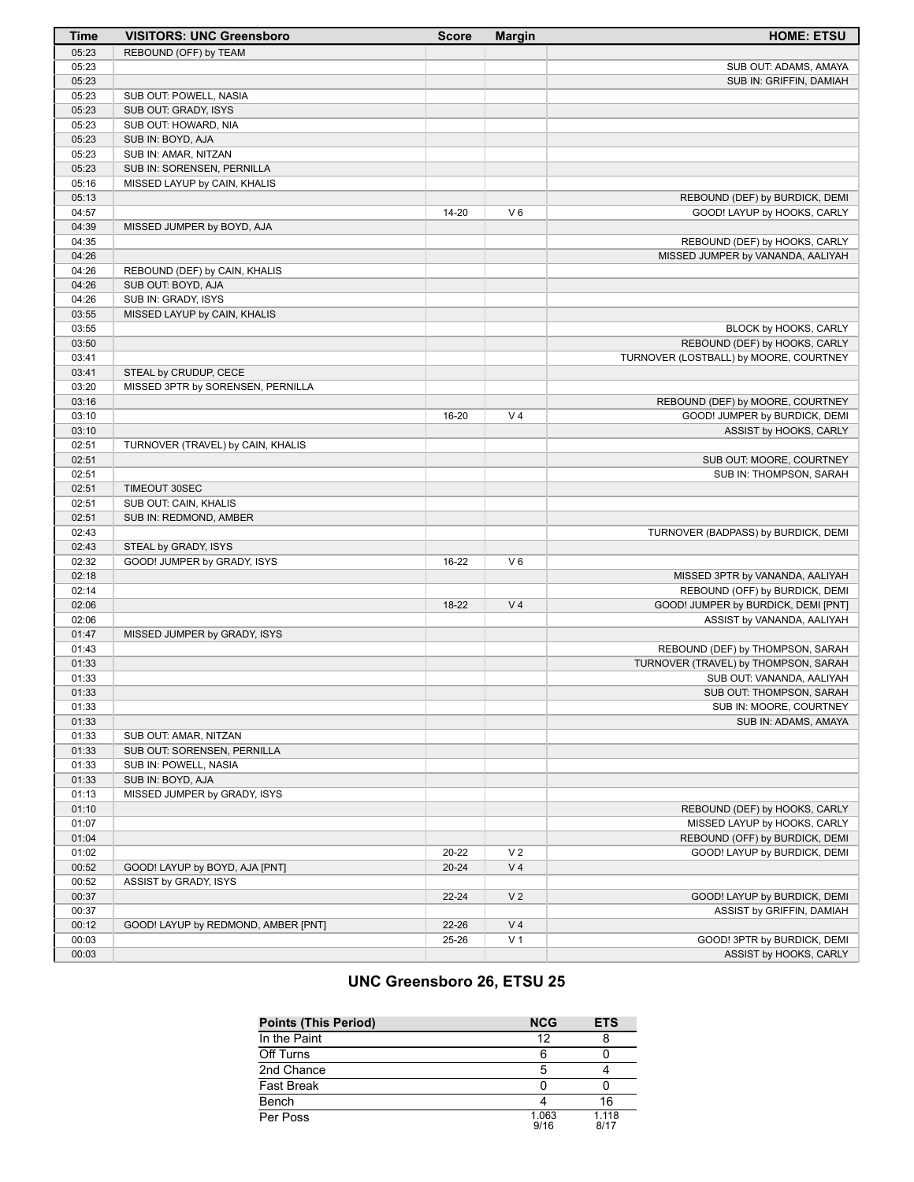| Time | VISITORS: UNC Greensboro | Score | Margin | HOME: ETSU |
|---|---|---|---|---|
| 05:23 | REBOUND (OFF) by TEAM | | | |
| 05:23 | | | | SUB OUT: ADAMS, AMAYA |
| 05:23 | | | | SUB IN: GRIFFIN, DAMIAH |
| 05:23 | SUB OUT: POWELL, NASIA | | | |
| 05:23 | SUB OUT: GRADY, ISYS | | | |
| 05:23 | SUB OUT: HOWARD, NIA | | | |
| 05:23 | SUB IN: BOYD, AJA | | | |
| 05:23 | SUB IN: AMAR, NITZAN | | | |
| 05:23 | SUB IN: SORENSEN, PERNILLA | | | |
| 05:16 | MISSED LAYUP by CAIN, KHALIS | | | |
| 05:13 | | | | REBOUND (DEF) by BURDICK, DEMI |
| 04:57 | | 14-20 | V 6 | GOOD! LAYUP by HOOKS, CARLY |
| 04:39 | MISSED JUMPER by BOYD, AJA | | | |
| 04:35 | | | | REBOUND (DEF) by HOOKS, CARLY |
| 04:26 | | | | MISSED JUMPER by VANANDA, AALIYAH |
| 04:26 | REBOUND (DEF) by CAIN, KHALIS | | | |
| 04:26 | SUB OUT: BOYD, AJA | | | |
| 04:26 | SUB IN: GRADY, ISYS | | | |
| 03:55 | MISSED LAYUP by CAIN, KHALIS | | | |
| 03:55 | | | | BLOCK by HOOKS, CARLY |
| 03:50 | | | | REBOUND (DEF) by HOOKS, CARLY |
| 03:41 | | | | TURNOVER (LOSTBALL) by MOORE, COURTNEY |
| 03:41 | STEAL by CRUDUP, CECE | | | |
| 03:20 | MISSED 3PTR by SORENSEN, PERNILLA | | | |
| 03:16 | | | | REBOUND (DEF) by MOORE, COURTNEY |
| 03:10 | | 16-20 | V 4 | GOOD! JUMPER by BURDICK, DEMI |
| 03:10 | | | | ASSIST by HOOKS, CARLY |
| 02:51 | TURNOVER (TRAVEL) by CAIN, KHALIS | | | |
| 02:51 | | | | SUB OUT: MOORE, COURTNEY |
| 02:51 | | | | SUB IN: THOMPSON, SARAH |
| 02:51 | TIMEOUT 30SEC | | | |
| 02:51 | SUB OUT: CAIN, KHALIS | | | |
| 02:51 | SUB IN: REDMOND, AMBER | | | |
| 02:43 | | | | TURNOVER (BADPASS) by BURDICK, DEMI |
| 02:43 | STEAL by GRADY, ISYS | | | |
| 02:32 | GOOD! JUMPER by GRADY, ISYS | 16-22 | V 6 | |
| 02:18 | | | | MISSED 3PTR by VANANDA, AALIYAH |
| 02:14 | | | | REBOUND (OFF) by BURDICK, DEMI |
| 02:06 | | 18-22 | V 4 | GOOD! JUMPER by BURDICK, DEMI [PNT] |
| 02:06 | | | | ASSIST by VANANDA, AALIYAH |
| 01:47 | MISSED JUMPER by GRADY, ISYS | | | |
| 01:43 | | | | REBOUND (DEF) by THOMPSON, SARAH |
| 01:33 | | | | TURNOVER (TRAVEL) by THOMPSON, SARAH |
| 01:33 | | | | SUB OUT: VANANDA, AALIYAH |
| 01:33 | | | | SUB OUT: THOMPSON, SARAH |
| 01:33 | | | | SUB IN: MOORE, COURTNEY |
| 01:33 | | | | SUB IN: ADAMS, AMAYA |
| 01:33 | SUB OUT: AMAR, NITZAN | | | |
| 01:33 | SUB OUT: SORENSEN, PERNILLA | | | |
| 01:33 | SUB IN: POWELL, NASIA | | | |
| 01:33 | SUB IN: BOYD, AJA | | | |
| 01:13 | MISSED JUMPER by GRADY, ISYS | | | |
| 01:10 | | | | REBOUND (DEF) by HOOKS, CARLY |
| 01:07 | | | | MISSED LAYUP by HOOKS, CARLY |
| 01:04 | | | | REBOUND (OFF) by BURDICK, DEMI |
| 01:02 | | 20-22 | V 2 | GOOD! LAYUP by BURDICK, DEMI |
| 00:52 | GOOD! LAYUP by BOYD, AJA [PNT] | 20-24 | V 4 | |
| 00:52 | ASSIST by GRADY, ISYS | | | |
| 00:37 | | 22-24 | V 2 | GOOD! LAYUP by BURDICK, DEMI |
| 00:37 | | | | ASSIST by GRIFFIN, DAMIAH |
| 00:12 | GOOD! LAYUP by REDMOND, AMBER [PNT] | 22-26 | V 4 | |
| 00:03 | | 25-26 | V 1 | GOOD! 3PTR by BURDICK, DEMI |
| 00:03 | | | | ASSIST by HOOKS, CARLY |

## UNC Greensboro 26, ETSU 25

| Points (This Period) | NCG | ETS |
|---|---|---|
| In the Paint | 12 | 8 |
| Off Turns | 6 | 0 |
| 2nd Chance | 5 | 4 |
| Fast Break | 0 | 0 |
| Bench | 4 | 16 |
| Per Poss | 1.063 9/16 | 1.118 8/17 |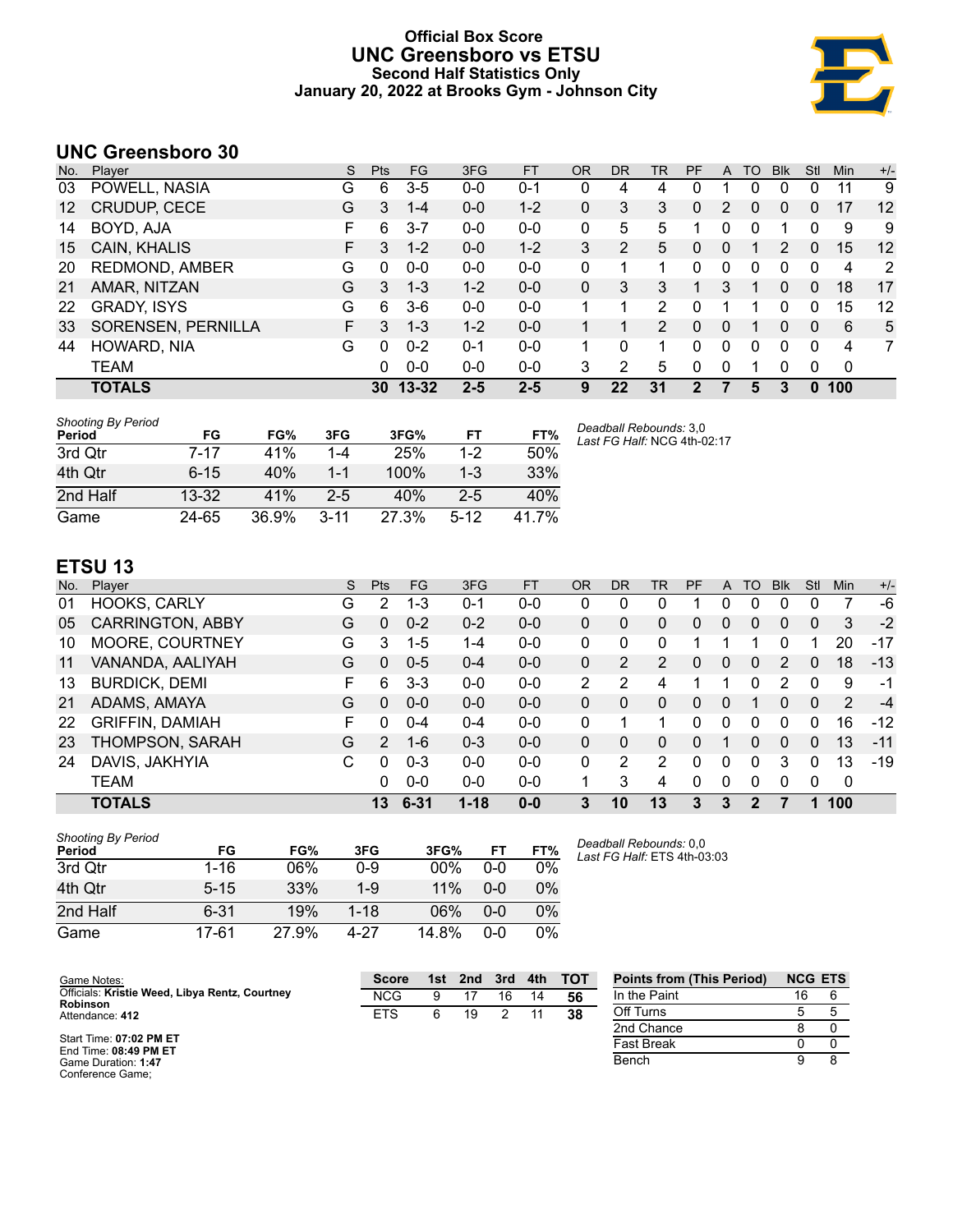# Official Box Score
## UNC Greensboro vs ETSU
### Second Half Statistics Only
### January 20, 2022 at Brooks Gym - Johnson City

## UNC Greensboro 30

| No. | Player | S | Pts | FG | 3FG | FT | OR | DR | TR | PF | A | TO | Blk | Stl | Min | +/- |
|---|---|---|---|---|---|---|---|---|---|---|---|---|---|---|---|---|
| 03 | POWELL, NASIA | G | 6 | 3-5 | 0-0 | 0-1 | 0 | 4 | 4 | 0 | 1 | 0 | 0 | 0 | 11 | 9 |
| 12 | CRUDUP, CECE | G | 3 | 1-4 | 0-0 | 1-2 | 0 | 3 | 3 | 0 | 2 | 0 | 0 | 0 | 17 | 12 |
| 14 | BOYD, AJA | F | 6 | 3-7 | 0-0 | 0-0 | 0 | 5 | 5 | 1 | 0 | 0 | 1 | 0 | 9 | 9 |
| 15 | CAIN, KHALIS | F | 3 | 1-2 | 0-0 | 1-2 | 3 | 2 | 5 | 0 | 0 | 1 | 2 | 0 | 15 | 12 |
| 20 | REDMOND, AMBER | G | 0 | 0-0 | 0-0 | 0-0 | 0 | 1 | 1 | 0 | 0 | 0 | 0 | 0 | 4 | 2 |
| 21 | AMAR, NITZAN | G | 3 | 1-3 | 1-2 | 0-0 | 0 | 3 | 3 | 1 | 3 | 1 | 0 | 0 | 18 | 17 |
| 22 | GRADY, ISYS | G | 6 | 3-6 | 0-0 | 0-0 | 1 | 1 | 2 | 0 | 1 | 1 | 0 | 0 | 15 | 12 |
| 33 | SORENSEN, PERNILLA | F | 3 | 1-3 | 1-2 | 0-0 | 1 | 1 | 2 | 0 | 0 | 1 | 0 | 0 | 6 | 5 |
| 44 | HOWARD, NIA | G | 0 | 0-2 | 0-1 | 0-0 | 1 | 0 | 1 | 0 | 0 | 0 | 0 | 0 | 4 | 7 |
| | TEAM | | 0 | 0-0 | 0-0 | 0-0 | 3 | 2 | 5 | 0 | 0 | 1 | 0 | 0 | 0 | |
| | **TOTALS** | | **30** | **13-32** | **2-5** | **2-5** | **9** | **22** | **31** | **2** | **7** | **5** | **3** | **0** | **100** | |

*Shooting By Period*

| Period | FG | FG% | 3FG | 3FG% | FT | FT% |
|---|---|---|---|---|---|---|
| 3rd Qtr | 7-17 | 41% | 1-4 | 25% | 1-2 | 50% |
| 4th Qtr | 6-15 | 40% | 1-1 | 100% | 1-3 | 33% |
| 2nd Half | 13-32 | 41% | 2-5 | 40% | 2-5 | 40% |
| Game | 24-65 | 36.9% | 3-11 | 27.3% | 5-12 | 41.7% |

*Deadball Rebounds:* 3,0
*Last FG Half:* NCG 4th-02:17

## ETSU 13

| No. | Player | S | Pts | FG | 3FG | FT | OR | DR | TR | PF | A | TO | Blk | Stl | Min | +/- |
|---|---|---|---|---|---|---|---|---|---|---|---|---|---|---|---|---|
| 01 | HOOKS, CARLY | G | 2 | 1-3 | 0-1 | 0-0 | 0 | 0 | 0 | 1 | 0 | 0 | 0 | 0 | 7 | -6 |
| 05 | CARRINGTON, ABBY | G | 0 | 0-2 | 0-2 | 0-0 | 0 | 0 | 0 | 0 | 0 | 0 | 0 | 0 | 3 | -2 |
| 10 | MOORE, COURTNEY | G | 3 | 1-5 | 1-4 | 0-0 | 0 | 0 | 0 | 1 | 1 | 1 | 0 | 1 | 20 | -17 |
| 11 | VANANDA, AALIYAH | G | 0 | 0-5 | 0-4 | 0-0 | 0 | 2 | 2 | 0 | 0 | 0 | 2 | 0 | 18 | -13 |
| 13 | BURDICK, DEMI | F | 6 | 3-3 | 0-0 | 0-0 | 2 | 2 | 4 | 1 | 1 | 0 | 2 | 0 | 9 | -1 |
| 21 | ADAMS, AMAYA | G | 0 | 0-0 | 0-0 | 0-0 | 0 | 0 | 0 | 0 | 0 | 1 | 0 | 0 | 2 | -4 |
| 22 | GRIFFIN, DAMIAH | F | 0 | 0-4 | 0-4 | 0-0 | 0 | 1 | 1 | 0 | 0 | 0 | 0 | 0 | 16 | -12 |
| 23 | THOMPSON, SARAH | G | 2 | 1-6 | 0-3 | 0-0 | 0 | 0 | 0 | 0 | 1 | 0 | 0 | 0 | 13 | -11 |
| 24 | DAVIS, JAKHYIA | C | 0 | 0-3 | 0-0 | 0-0 | 0 | 2 | 2 | 0 | 0 | 0 | 3 | 0 | 13 | -19 |
| | TEAM | | 0 | 0-0 | 0-0 | 0-0 | 1 | 3 | 4 | 0 | 0 | 0 | 0 | 0 | 0 | |
| | **TOTALS** | | **13** | **6-31** | **1-18** | **0-0** | **3** | **10** | **13** | **3** | **3** | **2** | **7** | **1** | **100** | |

*Shooting By Period*

| Period | FG | FG% | 3FG | 3FG% | FT | FT% |
|---|---|---|---|---|---|---|
| 3rd Qtr | 1-16 | 06% | 0-9 | 00% | 0-0 | 0% |
| 4th Qtr | 5-15 | 33% | 1-9 | 11% | 0-0 | 0% |
| 2nd Half | 6-31 | 19% | 1-18 | 06% | 0-0 | 0% |
| Game | 17-61 | 27.9% | 4-27 | 14.8% | 0-0 | 0% |

*Deadball Rebounds:* 0,0
*Last FG Half:* ETS 4th-03:03

Game Notes:
Officials: **Kristie Weed, Libya Rentz, Courtney Robinson**
Attendance: **412**

Start Time: **07:02 PM ET**
End Time: **08:49 PM ET**
Game Duration: **1:47**
Conference Game;

| Score | 1st | 2nd | 3rd | 4th | TOT |
|---|---|---|---|---|---|
| NCG | 9 | 17 | 16 | 14 | **56** |
| ETS | 6 | 19 | 2 | 11 | **38** |

| Points from (This Period) | NCG | ETS |
|---|---|---|
| In the Paint | 16 | 6 |
| Off Turns | 5 | 5 |
| 2nd Chance | 8 | 0 |
| Fast Break | 0 | 0 |
| Bench | 9 | 8 |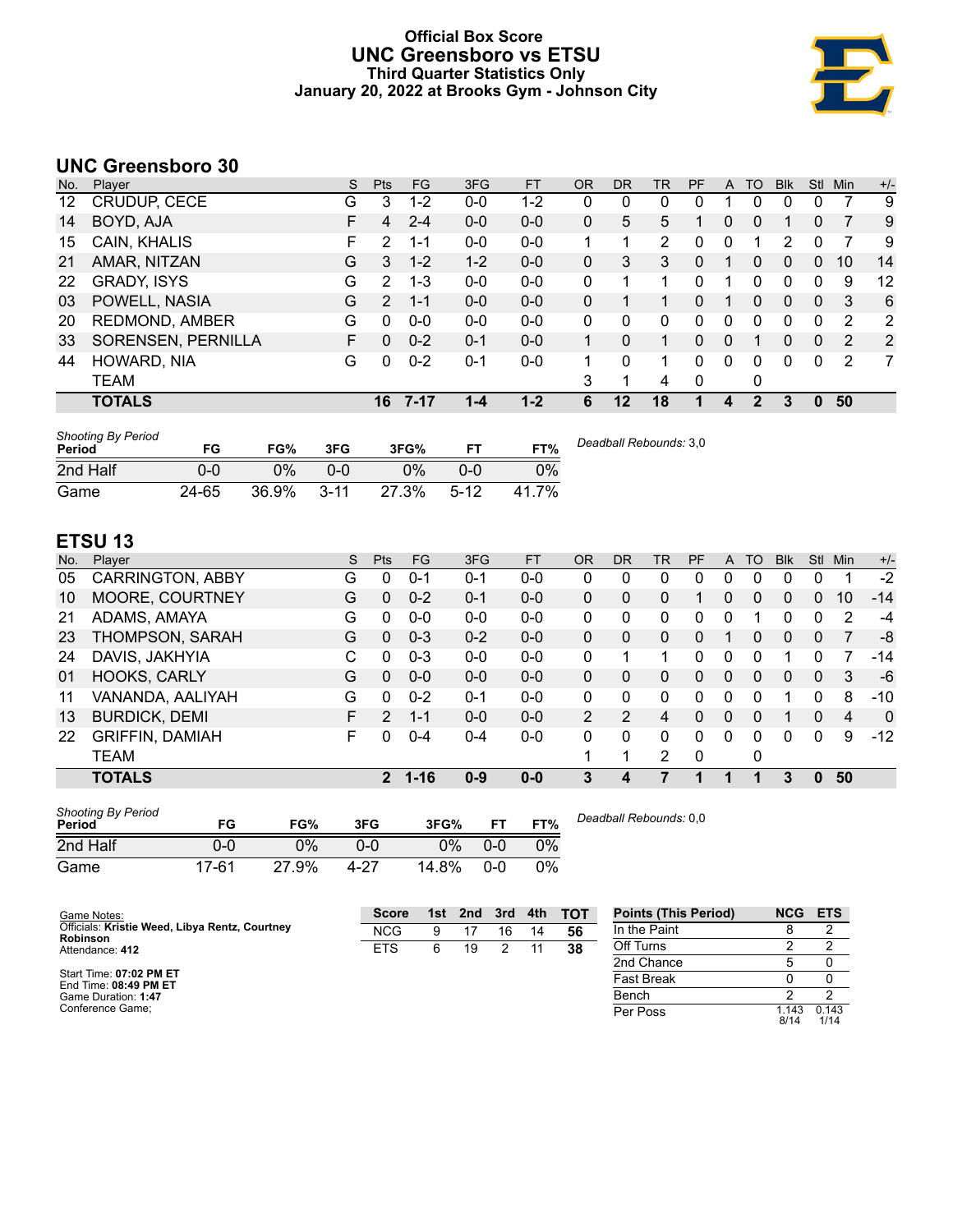# Official Box Score
## UNC Greensboro vs ETSU
### Third Quarter Statistics Only
### January 20, 2022 at Brooks Gym - Johnson City

## UNC Greensboro 30

| No. | Player | S | Pts | FG | 3FG | FT | OR | DR | TR | PF | A | TO | Blk | Stl | Min | +/- |
|---|---|---|---|---|---|---|---|---|---|---|---|---|---|---|---|---|
| 12 | CRUDUP, CECE | G | 3 | 1-2 | 0-0 | 1-2 | 0 | 0 | 0 | 0 | 1 | 0 | 0 | 0 | 7 | 9 |
| 14 | BOYD, AJA | F | 4 | 2-4 | 0-0 | 0-0 | 0 | 5 | 5 | 1 | 0 | 0 | 1 | 0 | 7 | 9 |
| 15 | CAIN, KHALIS | F | 2 | 1-1 | 0-0 | 0-0 | 1 | 1 | 2 | 0 | 0 | 1 | 2 | 0 | 7 | 9 |
| 21 | AMAR, NITZAN | G | 3 | 1-2 | 1-2 | 0-0 | 0 | 3 | 3 | 0 | 1 | 0 | 0 | 0 | 10 | 14 |
| 22 | GRADY, ISYS | G | 2 | 1-3 | 0-0 | 0-0 | 0 | 1 | 1 | 0 | 1 | 0 | 0 | 0 | 9 | 12 |
| 03 | POWELL, NASIA | G | 2 | 1-1 | 0-0 | 0-0 | 0 | 1 | 1 | 0 | 1 | 0 | 0 | 0 | 3 | 6 |
| 20 | REDMOND, AMBER | G | 0 | 0-0 | 0-0 | 0-0 | 0 | 0 | 0 | 0 | 0 | 0 | 0 | 0 | 2 | 2 |
| 33 | SORENSEN, PERNILLA | F | 0 | 0-2 | 0-1 | 0-0 | 1 | 0 | 1 | 0 | 0 | 1 | 0 | 0 | 2 | 2 |
| 44 | HOWARD, NIA | G | 0 | 0-2 | 0-1 | 0-0 | 1 | 0 | 1 | 0 | 0 | 0 | 0 | 0 | 2 | 7 |
| | TEAM | | | | | | 3 | 1 | 4 | 0 | | 0 | | | | |
| | **TOTALS** | | **16** | **7-17** | **1-4** | **1-2** | **6** | **12** | **18** | **1** | **4** | **2** | **3** | **0** | **50** | |

*Shooting By Period*

| Period | FG | FG% | 3FG | 3FG% | FT | FT% |
|---|---|---|---|---|---|---|
| 2nd Half | 0-0 | 0% | 0-0 | 0% | 0-0 | 0% |
| Game | 24-65 | 36.9% | 3-11 | 27.3% | 5-12 | 41.7% |

*Deadball Rebounds:* 3,0

## ETSU 13

| No. | Player | S | Pts | FG | 3FG | FT | OR | DR | TR | PF | A | TO | Blk | Stl | Min | +/- |
|---|---|---|---|---|---|---|---|---|---|---|---|---|---|---|---|---|
| 05 | CARRINGTON, ABBY | G | 0 | 0-1 | 0-1 | 0-0 | 0 | 0 | 0 | 0 | 0 | 0 | 0 | 0 | 1 | -2 |
| 10 | MOORE, COURTNEY | G | 0 | 0-2 | 0-1 | 0-0 | 0 | 0 | 0 | 1 | 0 | 0 | 0 | 0 | 10 | -14 |
| 21 | ADAMS, AMAYA | G | 0 | 0-0 | 0-0 | 0-0 | 0 | 0 | 0 | 0 | 0 | 1 | 0 | 0 | 2 | -4 |
| 23 | THOMPSON, SARAH | G | 0 | 0-3 | 0-2 | 0-0 | 0 | 0 | 0 | 0 | 1 | 0 | 0 | 0 | 7 | -8 |
| 24 | DAVIS, JAKHYIA | C | 0 | 0-3 | 0-0 | 0-0 | 0 | 1 | 1 | 0 | 0 | 0 | 1 | 0 | 7 | -14 |
| 01 | HOOKS, CARLY | G | 0 | 0-0 | 0-0 | 0-0 | 0 | 0 | 0 | 0 | 0 | 0 | 0 | 0 | 3 | -6 |
| 11 | VANANDA, AALIYAH | G | 0 | 0-2 | 0-1 | 0-0 | 0 | 0 | 0 | 0 | 0 | 0 | 1 | 0 | 8 | -10 |
| 13 | BURDICK, DEMI | F | 2 | 1-1 | 0-0 | 0-0 | 2 | 2 | 4 | 0 | 0 | 0 | 1 | 0 | 4 | 0 |
| 22 | GRIFFIN, DAMIAH | F | 0 | 0-4 | 0-4 | 0-0 | 0 | 0 | 0 | 0 | 0 | 0 | 0 | 0 | 9 | -12 |
| | TEAM | | | | | | 1 | 1 | 2 | 0 | | 0 | | | | |
| | **TOTALS** | | **2** | **1-16** | **0-9** | **0-0** | **3** | **4** | **7** | **1** | **1** | **1** | **3** | **0** | **50** | |

*Shooting By Period*

| Period | FG | FG% | 3FG | 3FG% | FT | FT% |
|---|---|---|---|---|---|---|
| 2nd Half | 0-0 | 0% | 0-0 | 0% | 0-0 | 0% |
| Game | 17-61 | 27.9% | 4-27 | 14.8% | 0-0 | 0% |

*Deadball Rebounds:* 0,0

Game Notes:
Officials: **Kristie Weed, Libya Rentz, Courtney Robinson**
Attendance: **412**

Start Time: **07:02 PM ET**
End Time: **08:49 PM ET**
Game Duration: **1:47**
Conference Game;

| Score | 1st | 2nd | 3rd | 4th | TOT |
|---|---|---|---|---|---|
| NCG | 9 | 17 | 16 | 14 | 56 |
| ETS | 6 | 19 | 2 | 11 | 38 |

| Points (This Period) | NCG | ETS |
|---|---|---|
| In the Paint | 8 | 2 |
| Off Turns | 2 | 2 |
| 2nd Chance | 5 | 0 |
| Fast Break | 0 | 0 |
| Bench | 2 | 2 |
| Per Poss | 1.143 8/14 | 0.143 1/14 |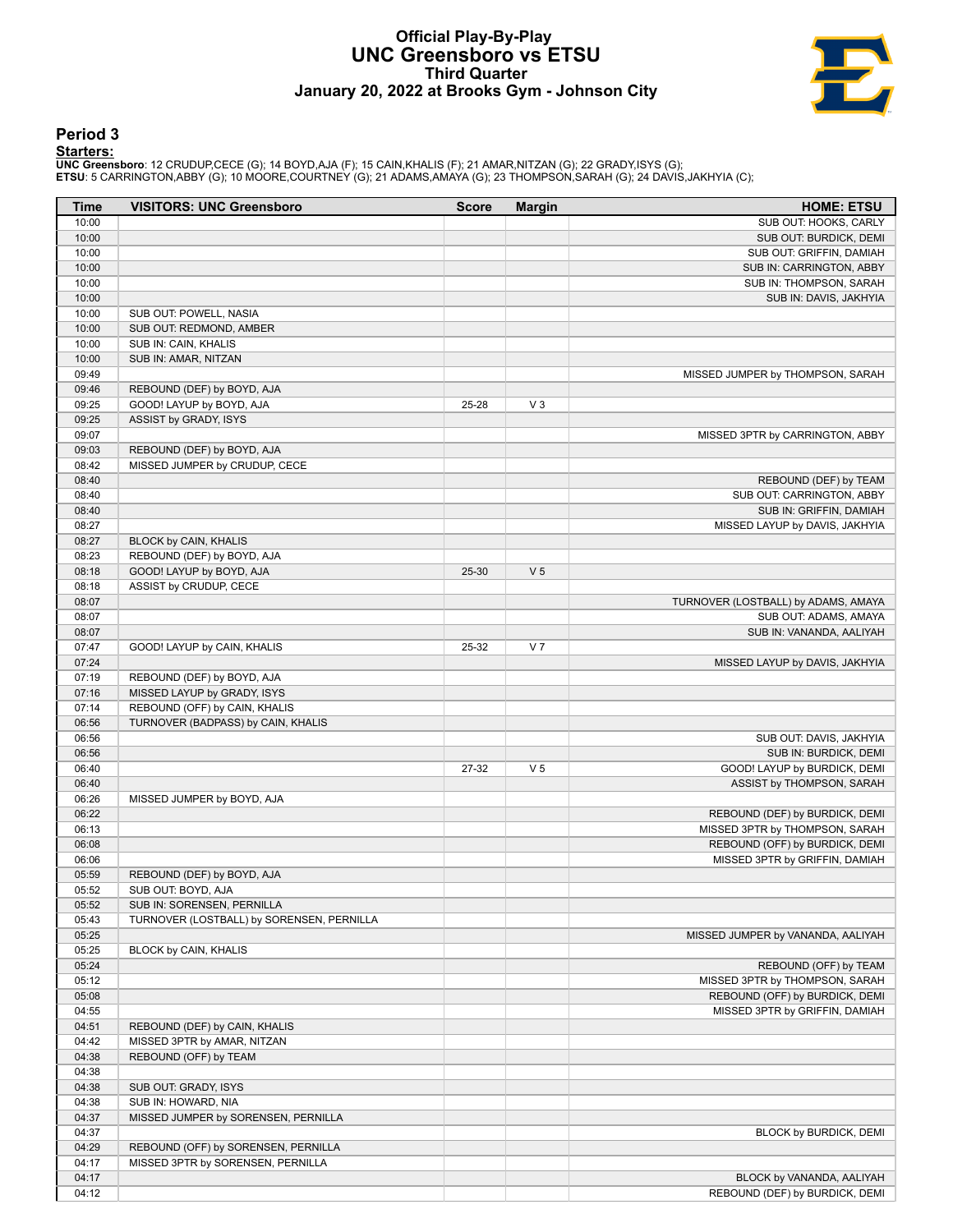# Official Play-By-Play
# UNC Greensboro vs ETSU
## Third Quarter
### January 20, 2022 at Brooks Gym - Johnson City

## Period 3

**Starters:**

**UNC Greensboro**: 12 CRUDUP,CECE (G); 14 BOYD,AJA (F); 15 CAIN,KHALIS (F); 21 AMAR,NITZAN (G); 22 GRADY,ISYS (G);
**ETSU**: 5 CARRINGTON,ABBY (G); 10 MOORE,COURTNEY (G); 21 ADAMS,AMAYA (G); 23 THOMPSON,SARAH (G); 24 DAVIS,JAKHYIA (C);

| Time | VISITORS: UNC Greensboro | Score | Margin | HOME: ETSU |
|---|---|---|---|---|
| 10:00 | | | | SUB OUT: HOOKS, CARLY |
| 10:00 | | | | SUB OUT: BURDICK, DEMI |
| 10:00 | | | | SUB OUT: GRIFFIN, DAMIAH |
| 10:00 | | | | SUB IN: CARRINGTON, ABBY |
| 10:00 | | | | SUB IN: THOMPSON, SARAH |
| 10:00 | | | | SUB IN: DAVIS, JAKHYIA |
| 10:00 | SUB OUT: POWELL, NASIA | | | |
| 10:00 | SUB OUT: REDMOND, AMBER | | | |
| 10:00 | SUB IN: CAIN, KHALIS | | | |
| 10:00 | SUB IN: AMAR, NITZAN | | | |
| 09:49 | | | | MISSED JUMPER by THOMPSON, SARAH |
| 09:46 | REBOUND (DEF) by BOYD, AJA | | | |
| 09:25 | GOOD! LAYUP by BOYD, AJA | 25-28 | V 3 | |
| 09:25 | ASSIST by GRADY, ISYS | | | |
| 09:07 | | | | MISSED 3PTR by CARRINGTON, ABBY |
| 09:03 | REBOUND (DEF) by BOYD, AJA | | | |
| 08:42 | MISSED JUMPER by CRUDUP, CECE | | | |
| 08:40 | | | | REBOUND (DEF) by TEAM |
| 08:40 | | | | SUB OUT: CARRINGTON, ABBY |
| 08:40 | | | | SUB IN: GRIFFIN, DAMIAH |
| 08:27 | | | | MISSED LAYUP by DAVIS, JAKHYIA |
| 08:27 | BLOCK by CAIN, KHALIS | | | |
| 08:23 | REBOUND (DEF) by BOYD, AJA | | | |
| 08:18 | GOOD! LAYUP by BOYD, AJA | 25-30 | V 5 | |
| 08:18 | ASSIST by CRUDUP, CECE | | | |
| 08:07 | | | | TURNOVER (LOSTBALL) by ADAMS, AMAYA |
| 08:07 | | | | SUB OUT: ADAMS, AMAYA |
| 08:07 | | | | SUB IN: VANANDA, AALIYAH |
| 07:47 | GOOD! LAYUP by CAIN, KHALIS | 25-32 | V 7 | |
| 07:24 | | | | MISSED LAYUP by DAVIS, JAKHYIA |
| 07:19 | REBOUND (DEF) by BOYD, AJA | | | |
| 07:16 | MISSED LAYUP by GRADY, ISYS | | | |
| 07:14 | REBOUND (OFF) by CAIN, KHALIS | | | |
| 06:56 | TURNOVER (BADPASS) by CAIN, KHALIS | | | |
| 06:56 | | | | SUB OUT: DAVIS, JAKHYIA |
| 06:56 | | | | SUB IN: BURDICK, DEMI |
| 06:40 | | 27-32 | V 5 | GOOD! LAYUP by BURDICK, DEMI |
| 06:40 | | | | ASSIST by THOMPSON, SARAH |
| 06:26 | MISSED JUMPER by BOYD, AJA | | | |
| 06:22 | | | | REBOUND (DEF) by BURDICK, DEMI |
| 06:13 | | | | MISSED 3PTR by THOMPSON, SARAH |
| 06:08 | | | | REBOUND (OFF) by BURDICK, DEMI |
| 06:06 | | | | MISSED 3PTR by GRIFFIN, DAMIAH |
| 05:59 | REBOUND (DEF) by BOYD, AJA | | | |
| 05:52 | SUB OUT: BOYD, AJA | | | |
| 05:52 | SUB IN: SORENSEN, PERNILLA | | | |
| 05:43 | TURNOVER (LOSTBALL) by SORENSEN, PERNILLA | | | |
| 05:25 | | | | MISSED JUMPER by VANANDA, AALIYAH |
| 05:25 | BLOCK by CAIN, KHALIS | | | |
| 05:24 | | | | REBOUND (OFF) by TEAM |
| 05:12 | | | | MISSED 3PTR by THOMPSON, SARAH |
| 05:08 | | | | REBOUND (OFF) by BURDICK, DEMI |
| 04:55 | | | | MISSED 3PTR by GRIFFIN, DAMIAH |
| 04:51 | REBOUND (DEF) by CAIN, KHALIS | | | |
| 04:42 | MISSED 3PTR by AMAR, NITZAN | | | |
| 04:38 | REBOUND (OFF) by TEAM | | | |
| 04:38 | | | | |
| 04:38 | SUB OUT: GRADY, ISYS | | | |
| 04:38 | SUB IN: HOWARD, NIA | | | |
| 04:37 | MISSED JUMPER by SORENSEN, PERNILLA | | | |
| 04:37 | | | | BLOCK by BURDICK, DEMI |
| 04:29 | REBOUND (OFF) by SORENSEN, PERNILLA | | | |
| 04:17 | MISSED 3PTR by SORENSEN, PERNILLA | | | |
| 04:17 | | | | BLOCK by VANANDA, AALIYAH |
| 04:12 | | | | REBOUND (DEF) by BURDICK, DEMI |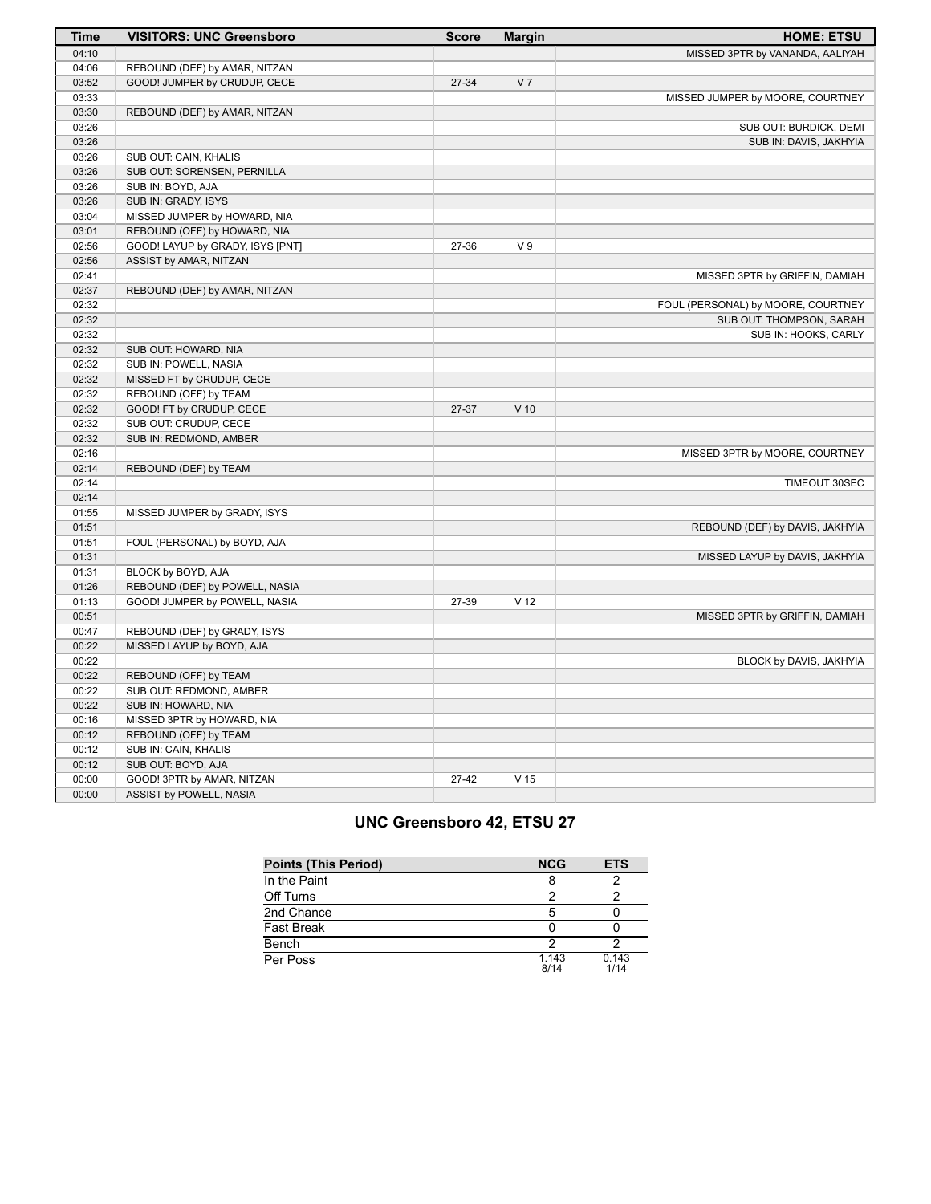| Time | VISITORS: UNC Greensboro | Score | Margin | HOME: ETSU |
|---|---|---|---|---|
| 04:10 | | | | MISSED 3PTR by VANANDA, AALIYAH |
| 04:06 | REBOUND (DEF) by AMAR, NITZAN | | | |
| 03:52 | GOOD! JUMPER by CRUDUP, CECE | 27-34 | V 7 | |
| 03:33 | | | | MISSED JUMPER by MOORE, COURTNEY |
| 03:30 | REBOUND (DEF) by AMAR, NITZAN | | | |
| 03:26 | | | | SUB OUT: BURDICK, DEMI |
| 03:26 | | | | SUB IN: DAVIS, JAKHYIA |
| 03:26 | SUB OUT: CAIN, KHALIS | | | |
| 03:26 | SUB OUT: SORENSEN, PERNILLA | | | |
| 03:26 | SUB IN: BOYD, AJA | | | |
| 03:26 | SUB IN: GRADY, ISYS | | | |
| 03:04 | MISSED JUMPER by HOWARD, NIA | | | |
| 03:01 | REBOUND (OFF) by HOWARD, NIA | | | |
| 02:56 | GOOD! LAYUP by GRADY, ISYS [PNT] | 27-36 | V 9 | |
| 02:56 | ASSIST by AMAR, NITZAN | | | |
| 02:41 | | | | MISSED 3PTR by GRIFFIN, DAMIAH |
| 02:37 | REBOUND (DEF) by AMAR, NITZAN | | | |
| 02:32 | | | | FOUL (PERSONAL) by MOORE, COURTNEY |
| 02:32 | | | | SUB OUT: THOMPSON, SARAH |
| 02:32 | | | | SUB IN: HOOKS, CARLY |
| 02:32 | SUB OUT: HOWARD, NIA | | | |
| 02:32 | SUB IN: POWELL, NASIA | | | |
| 02:32 | MISSED FT by CRUDUP, CECE | | | |
| 02:32 | REBOUND (OFF) by TEAM | | | |
| 02:32 | GOOD! FT by CRUDUP, CECE | 27-37 | V 10 | |
| 02:32 | SUB OUT: CRUDUP, CECE | | | |
| 02:32 | SUB IN: REDMOND, AMBER | | | |
| 02:16 | | | | MISSED 3PTR by MOORE, COURTNEY |
| 02:14 | REBOUND (DEF) by TEAM | | | |
| 02:14 | | | | TIMEOUT 30SEC |
| 02:14 | | | | |
| 01:55 | MISSED JUMPER by GRADY, ISYS | | | |
| 01:51 | | | | REBOUND (DEF) by DAVIS, JAKHYIA |
| 01:51 | FOUL (PERSONAL) by BOYD, AJA | | | |
| 01:31 | | | | MISSED LAYUP by DAVIS, JAKHYIA |
| 01:31 | BLOCK by BOYD, AJA | | | |
| 01:26 | REBOUND (DEF) by POWELL, NASIA | | | |
| 01:13 | GOOD! JUMPER by POWELL, NASIA | 27-39 | V 12 | |
| 00:51 | | | | MISSED 3PTR by GRIFFIN, DAMIAH |
| 00:47 | REBOUND (DEF) by GRADY, ISYS | | | |
| 00:22 | MISSED LAYUP by BOYD, AJA | | | |
| 00:22 | | | | BLOCK by DAVIS, JAKHYIA |
| 00:22 | REBOUND (OFF) by TEAM | | | |
| 00:22 | SUB OUT: REDMOND, AMBER | | | |
| 00:22 | SUB IN: HOWARD, NIA | | | |
| 00:16 | MISSED 3PTR by HOWARD, NIA | | | |
| 00:12 | REBOUND (OFF) by TEAM | | | |
| 00:12 | SUB IN: CAIN, KHALIS | | | |
| 00:12 | SUB OUT: BOYD, AJA | | | |
| 00:00 | GOOD! 3PTR by AMAR, NITZAN | 27-42 | V 15 | |
| 00:00 | ASSIST by POWELL, NASIA | | | |

## UNC Greensboro 42, ETSU 27

| Points (This Period) | NCG | ETS |
|---|---|---|
| In the Paint | 8 | 2 |
| Off Turns | 2 | 2 |
| 2nd Chance | 5 | 0 |
| Fast Break | 0 | 0 |
| Bench | 2 | 2 |
| Per Poss | 1.143 8/14 | 0.143 1/14 |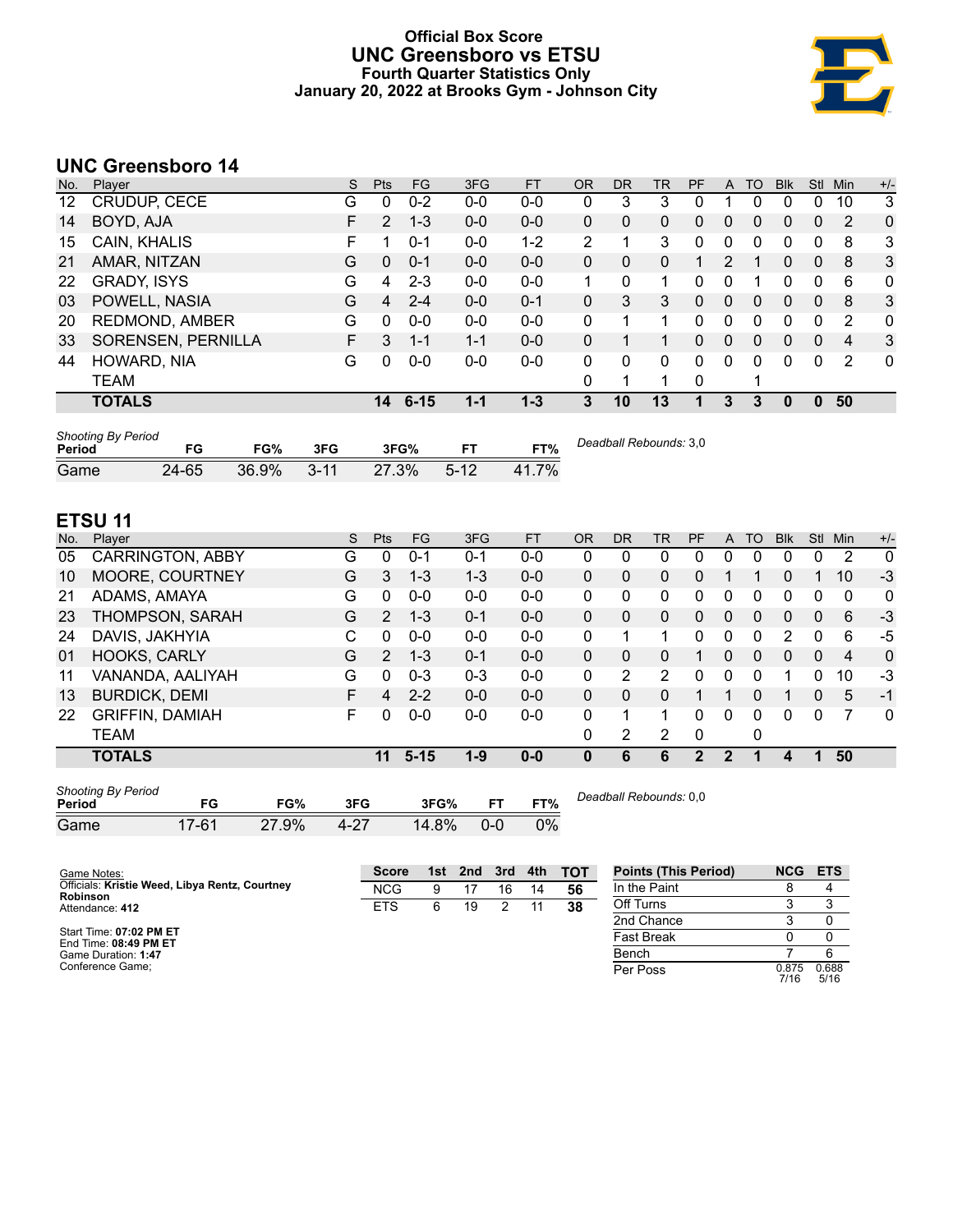# Official Box Score
## UNC Greensboro vs ETSU
### Fourth Quarter Statistics Only
### January 20, 2022 at Brooks Gym - Johnson City

## UNC Greensboro 14

| No. | Player | S | Pts | FG | 3FG | FT | OR | DR | TR | PF | A | TO | Blk | Stl | Min | +/- |
|---|---|---|---|---|---|---|---|---|---|---|---|---|---|---|---|---|
| 12 | CRUDUP, CECE | G | 0 | 0-2 | 0-0 | 0-0 | 0 | 3 | 3 | 0 | 1 | 0 | 0 | 0 | 10 | 3 |
| 14 | BOYD, AJA | F | 2 | 1-3 | 0-0 | 0-0 | 0 | 0 | 0 | 0 | 0 | 0 | 0 | 0 | 2 | 0 |
| 15 | CAIN, KHALIS | F | 1 | 0-1 | 0-0 | 1-2 | 2 | 1 | 3 | 0 | 0 | 0 | 0 | 0 | 8 | 3 |
| 21 | AMAR, NITZAN | G | 0 | 0-1 | 0-0 | 0-0 | 0 | 0 | 0 | 1 | 2 | 1 | 0 | 0 | 8 | 3 |
| 22 | GRADY, ISYS | G | 4 | 2-3 | 0-0 | 0-0 | 1 | 0 | 1 | 0 | 0 | 1 | 0 | 0 | 6 | 0 |
| 03 | POWELL, NASIA | G | 4 | 2-4 | 0-0 | 0-1 | 0 | 3 | 3 | 0 | 0 | 0 | 0 | 0 | 8 | 3 |
| 20 | REDMOND, AMBER | G | 0 | 0-0 | 0-0 | 0-0 | 0 | 1 | 1 | 0 | 0 | 0 | 0 | 0 | 2 | 0 |
| 33 | SORENSEN, PERNILLA | F | 3 | 1-1 | 1-1 | 0-0 | 0 | 1 | 1 | 0 | 0 | 0 | 0 | 0 | 4 | 3 |
| 44 | HOWARD, NIA | G | 0 | 0-0 | 0-0 | 0-0 | 0 | 0 | 0 | 0 | 0 | 0 | 0 | 0 | 2 | 0 |
| | TEAM | | | | | | 0 | 1 | 1 | 0 | | 1 | | | | |
| | **TOTALS** | | **14** | **6-15** | **1-1** | **1-3** | **3** | **10** | **13** | **1** | **3** | **3** | **0** | **0** | **50** | |

*Shooting By Period*

| Period | FG | FG% | 3FG | 3FG% | FT | FT% |
|---|---|---|---|---|---|---|
| Game | 24-65 | 36.9% | 3-11 | 27.3% | 5-12 | 41.7% |

*Deadball Rebounds:* 3,0

## ETSU 11

| No. | Player | S | Pts | FG | 3FG | FT | OR | DR | TR | PF | A | TO | Blk | Stl | Min | +/- |
|---|---|---|---|---|---|---|---|---|---|---|---|---|---|---|---|---|
| 05 | CARRINGTON, ABBY | G | 0 | 0-1 | 0-1 | 0-0 | 0 | 0 | 0 | 0 | 0 | 0 | 0 | 0 | 2 | 0 |
| 10 | MOORE, COURTNEY | G | 3 | 1-3 | 1-3 | 0-0 | 0 | 0 | 0 | 0 | 1 | 1 | 0 | 1 | 10 | -3 |
| 21 | ADAMS, AMAYA | G | 0 | 0-0 | 0-0 | 0-0 | 0 | 0 | 0 | 0 | 0 | 0 | 0 | 0 | 0 | 0 |
| 23 | THOMPSON, SARAH | G | 2 | 1-3 | 0-1 | 0-0 | 0 | 0 | 0 | 0 | 0 | 0 | 0 | 0 | 6 | -3 |
| 24 | DAVIS, JAKHYIA | C | 0 | 0-0 | 0-0 | 0-0 | 0 | 1 | 1 | 0 | 0 | 0 | 2 | 0 | 6 | -5 |
| 01 | HOOKS, CARLY | G | 2 | 1-3 | 0-1 | 0-0 | 0 | 0 | 0 | 1 | 0 | 0 | 0 | 0 | 4 | 0 |
| 11 | VANANDA, AALIYAH | G | 0 | 0-3 | 0-3 | 0-0 | 0 | 2 | 2 | 0 | 0 | 0 | 1 | 0 | 10 | -3 |
| 13 | BURDICK, DEMI | F | 4 | 2-2 | 0-0 | 0-0 | 0 | 0 | 0 | 1 | 1 | 0 | 1 | 0 | 5 | -1 |
| 22 | GRIFFIN, DAMIAH | F | 0 | 0-0 | 0-0 | 0-0 | 0 | 1 | 1 | 0 | 0 | 0 | 0 | 0 | 7 | 0 |
| | TEAM | | | | | | 0 | 2 | 2 | 0 | | 0 | | | | |
| | **TOTALS** | | **11** | **5-15** | **1-9** | **0-0** | **0** | **6** | **6** | **2** | **2** | **1** | **4** | **1** | **50** | |

*Shooting By Period*

| Period | FG | FG% | 3FG | 3FG% | FT | FT% |
|---|---|---|---|---|---|---|
| Game | 17-61 | 27.9% | 4-27 | 14.8% | 0-0 | 0% |

*Deadball Rebounds:* 0,0

Game Notes:
Officials: **Kristie Weed, Libya Rentz, Courtney Robinson**
Attendance: **412**

Start Time: **07:02 PM ET**
End Time: **08:49 PM ET**
Game Duration: **1:47**
Conference Game;

| Score | 1st | 2nd | 3rd | 4th | TOT |
|---|---|---|---|---|---|
| NCG | 9 | 17 | 16 | 14 | 56 |
| ETS | 6 | 19 | 2 | 11 | 38 |

| Points (This Period) | NCG | ETS |
|---|---|---|
| In the Paint | 8 | 4 |
| Off Turns | 3 | 3 |
| 2nd Chance | 3 | 0 |
| Fast Break | 0 | 0 |
| Bench | 7 | 6 |
| Per Poss | 0.875 7/16 | 0.688 5/16 |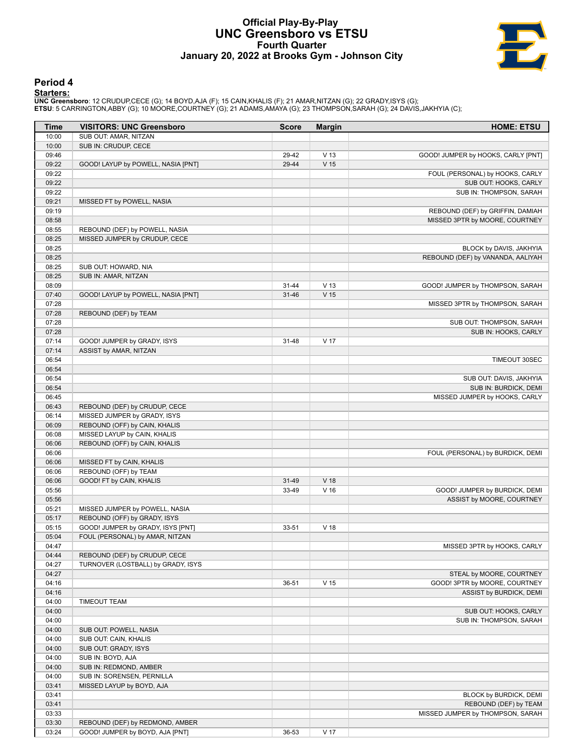# Official Play-By-Play
## UNC Greensboro vs ETSU
### Fourth Quarter
### January 20, 2022 at Brooks Gym - Johnson City

## Period 4

**Starters:**

**UNC Greensboro**: 12 CRUDUP,CECE (G); 14 BOYD,AJA (F); 15 CAIN,KHALIS (F); 21 AMAR,NITZAN (G); 22 GRADY,ISYS (G);
**ETSU**: 5 CARRINGTON,ABBY (G); 10 MOORE,COURTNEY (G); 21 ADAMS,AMAYA (G); 23 THOMPSON,SARAH (G); 24 DAVIS,JAKHYIA (C);

| Time | VISITORS: UNC Greensboro | Score | Margin | HOME: ETSU |
|---|---|---|---|---|
| 10:00 | SUB OUT: AMAR, NITZAN | | | |
| 10:00 | SUB IN: CRUDUP, CECE | | | |
| 09:46 | | 29-42 | V 13 | GOOD! JUMPER by HOOKS, CARLY [PNT] |
| 09:22 | GOOD! LAYUP by POWELL, NASIA [PNT] | 29-44 | V 15 | |
| 09:22 | | | | FOUL (PERSONAL) by HOOKS, CARLY |
| 09:22 | | | | SUB OUT: HOOKS, CARLY |
| 09:22 | | | | SUB IN: THOMPSON, SARAH |
| 09:21 | MISSED FT by POWELL, NASIA | | | |
| 09:19 | | | | REBOUND (DEF) by GRIFFIN, DAMIAH |
| 08:58 | | | | MISSED 3PTR by MOORE, COURTNEY |
| 08:55 | REBOUND (DEF) by POWELL, NASIA | | | |
| 08:25 | MISSED JUMPER by CRUDUP, CECE | | | |
| 08:25 | | | | BLOCK by DAVIS, JAKHYIA |
| 08:25 | | | | REBOUND (DEF) by VANANDA, AALIYAH |
| 08:25 | SUB OUT: HOWARD, NIA | | | |
| 08:25 | SUB IN: AMAR, NITZAN | | | |
| 08:09 | | 31-44 | V 13 | GOOD! JUMPER by THOMPSON, SARAH |
| 07:40 | GOOD! LAYUP by POWELL, NASIA [PNT] | 31-46 | V 15 | |
| 07:28 | | | | MISSED 3PTR by THOMPSON, SARAH |
| 07:28 | REBOUND (DEF) by TEAM | | | |
| 07:28 | | | | SUB OUT: THOMPSON, SARAH |
| 07:28 | | | | SUB IN: HOOKS, CARLY |
| 07:14 | GOOD! JUMPER by GRADY, ISYS | 31-48 | V 17 | |
| 07:14 | ASSIST by AMAR, NITZAN | | | |
| 06:54 | | | | TIMEOUT 30SEC |
| 06:54 | | | | |
| 06:54 | | | | SUB OUT: DAVIS, JAKHYIA |
| 06:54 | | | | SUB IN: BURDICK, DEMI |
| 06:45 | | | | MISSED JUMPER by HOOKS, CARLY |
| 06:43 | REBOUND (DEF) by CRUDUP, CECE | | | |
| 06:14 | MISSED JUMPER by GRADY, ISYS | | | |
| 06:09 | REBOUND (OFF) by CAIN, KHALIS | | | |
| 06:08 | MISSED LAYUP by CAIN, KHALIS | | | |
| 06:06 | REBOUND (OFF) by CAIN, KHALIS | | | |
| 06:06 | | | | FOUL (PERSONAL) by BURDICK, DEMI |
| 06:06 | MISSED FT by CAIN, KHALIS | | | |
| 06:06 | REBOUND (OFF) by TEAM | | | |
| 06:06 | GOOD! FT by CAIN, KHALIS | 31-49 | V 18 | |
| 05:56 | | 33-49 | V 16 | GOOD! JUMPER by BURDICK, DEMI |
| 05:56 | | | | ASSIST by MOORE, COURTNEY |
| 05:21 | MISSED JUMPER by POWELL, NASIA | | | |
| 05:17 | REBOUND (OFF) by GRADY, ISYS | | | |
| 05:15 | GOOD! JUMPER by GRADY, ISYS [PNT] | 33-51 | V 18 | |
| 05:04 | FOUL (PERSONAL) by AMAR, NITZAN | | | |
| 04:47 | | | | MISSED 3PTR by HOOKS, CARLY |
| 04:44 | REBOUND (DEF) by CRUDUP, CECE | | | |
| 04:27 | TURNOVER (LOSTBALL) by GRADY, ISYS | | | |
| 04:27 | | | | STEAL by MOORE, COURTNEY |
| 04:16 | | 36-51 | V 15 | GOOD! 3PTR by MOORE, COURTNEY |
| 04:16 | | | | ASSIST by BURDICK, DEMI |
| 04:00 | TIMEOUT TEAM | | | |
| 04:00 | | | | SUB OUT: HOOKS, CARLY |
| 04:00 | | | | SUB IN: THOMPSON, SARAH |
| 04:00 | SUB OUT: POWELL, NASIA | | | |
| 04:00 | SUB OUT: CAIN, KHALIS | | | |
| 04:00 | SUB OUT: GRADY, ISYS | | | |
| 04:00 | SUB IN: BOYD, AJA | | | |
| 04:00 | SUB IN: REDMOND, AMBER | | | |
| 04:00 | SUB IN: SORENSEN, PERNILLA | | | |
| 03:41 | MISSED LAYUP by BOYD, AJA | | | |
| 03:41 | | | | BLOCK by BURDICK, DEMI |
| 03:41 | | | | REBOUND (DEF) by TEAM |
| 03:33 | | | | MISSED JUMPER by THOMPSON, SARAH |
| 03:30 | REBOUND (DEF) by REDMOND, AMBER | | | |
| 03:24 | GOOD! JUMPER by BOYD, AJA [PNT] | 36-53 | V 17 | |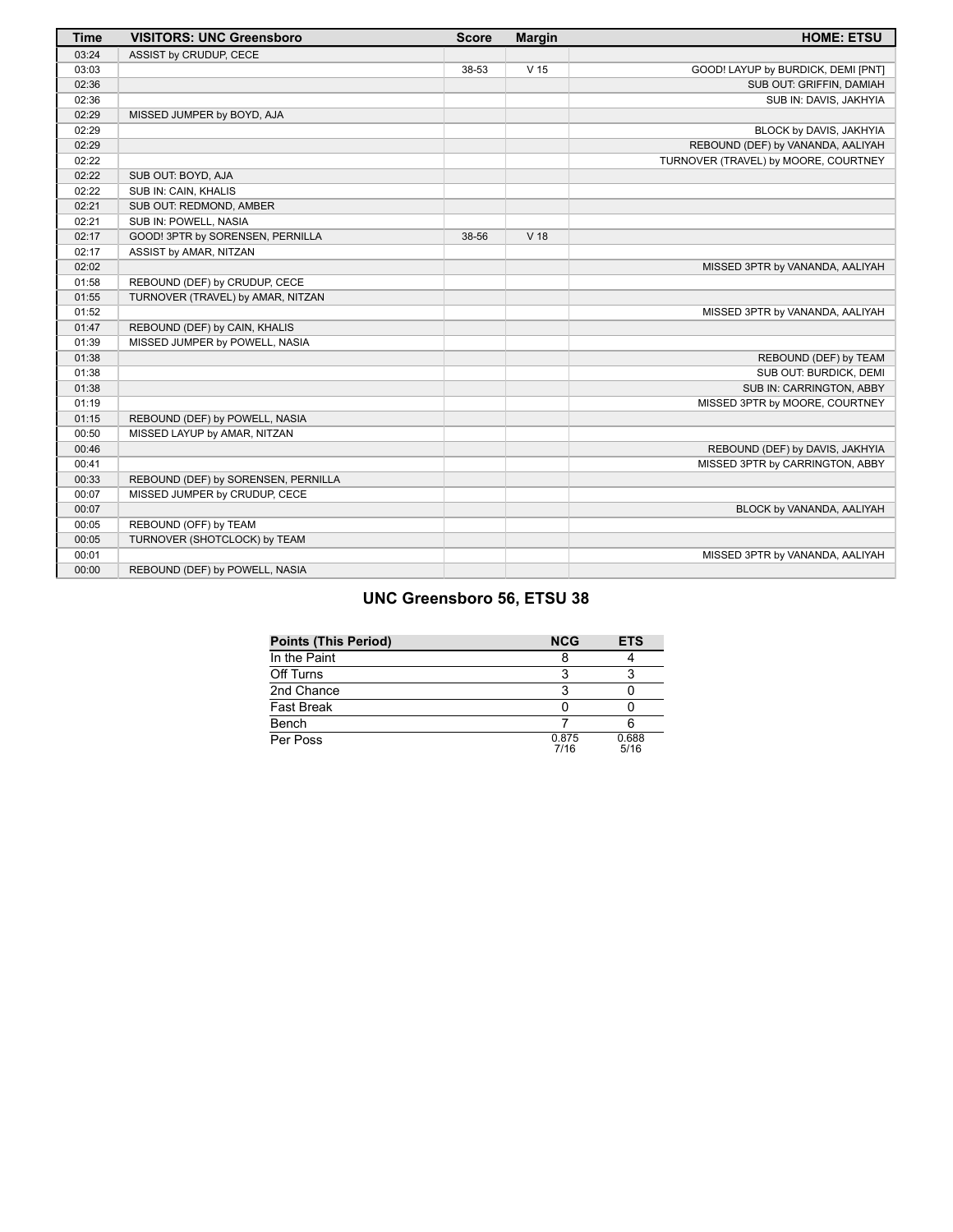| Time | VISITORS: UNC Greensboro | Score | Margin | HOME: ETSU |
| --- | --- | --- | --- | --- |
| 03:24 | ASSIST by CRUDUP, CECE | | | |
| 03:03 | | 38-53 | V 15 | GOOD! LAYUP by BURDICK, DEMI [PNT] |
| 02:36 | | | | SUB OUT: GRIFFIN, DAMIAH |
| 02:36 | | | | SUB IN: DAVIS, JAKHYIA |
| 02:29 | MISSED JUMPER by BOYD, AJA | | | |
| 02:29 | | | | BLOCK by DAVIS, JAKHYIA |
| 02:29 | | | | REBOUND (DEF) by VANANDA, AALIYAH |
| 02:22 | | | | TURNOVER (TRAVEL) by MOORE, COURTNEY |
| 02:22 | SUB OUT: BOYD, AJA | | | |
| 02:22 | SUB IN: CAIN, KHALIS | | | |
| 02:21 | SUB OUT: REDMOND, AMBER | | | |
| 02:21 | SUB IN: POWELL, NASIA | | | |
| 02:17 | GOOD! 3PTR by SORENSEN, PERNILLA | 38-56 | V 18 | |
| 02:17 | ASSIST by AMAR, NITZAN | | | |
| 02:02 | | | | MISSED 3PTR by VANANDA, AALIYAH |
| 01:58 | REBOUND (DEF) by CRUDUP, CECE | | | |
| 01:55 | TURNOVER (TRAVEL) by AMAR, NITZAN | | | |
| 01:52 | | | | MISSED 3PTR by VANANDA, AALIYAH |
| 01:47 | REBOUND (DEF) by CAIN, KHALIS | | | |
| 01:39 | MISSED JUMPER by POWELL, NASIA | | | |
| 01:38 | | | | REBOUND (DEF) by TEAM |
| 01:38 | | | | SUB OUT: BURDICK, DEMI |
| 01:38 | | | | SUB IN: CARRINGTON, ABBY |
| 01:19 | | | | MISSED 3PTR by MOORE, COURTNEY |
| 01:15 | REBOUND (DEF) by POWELL, NASIA | | | |
| 00:50 | MISSED LAYUP by AMAR, NITZAN | | | |
| 00:46 | | | | REBOUND (DEF) by DAVIS, JAKHYIA |
| 00:41 | | | | MISSED 3PTR by CARRINGTON, ABBY |
| 00:33 | REBOUND (DEF) by SORENSEN, PERNILLA | | | |
| 00:07 | MISSED JUMPER by CRUDUP, CECE | | | |
| 00:07 | | | | BLOCK by VANANDA, AALIYAH |
| 00:05 | REBOUND (OFF) by TEAM | | | |
| 00:05 | TURNOVER (SHOTCLOCK) by TEAM | | | |
| 00:01 | | | | MISSED 3PTR by VANANDA, AALIYAH |
| 00:00 | REBOUND (DEF) by POWELL, NASIA | | | |

## UNC Greensboro 56, ETSU 38

| Points (This Period) | NCG | ETS |
| --- | --- | --- |
| In the Paint | 8 | 4 |
| Off Turns | 3 | 3 |
| 2nd Chance | 3 | 0 |
| Fast Break | 0 | 0 |
| Bench | 7 | 6 |
| Per Poss | 0.875 7/16 | 0.688 5/16 |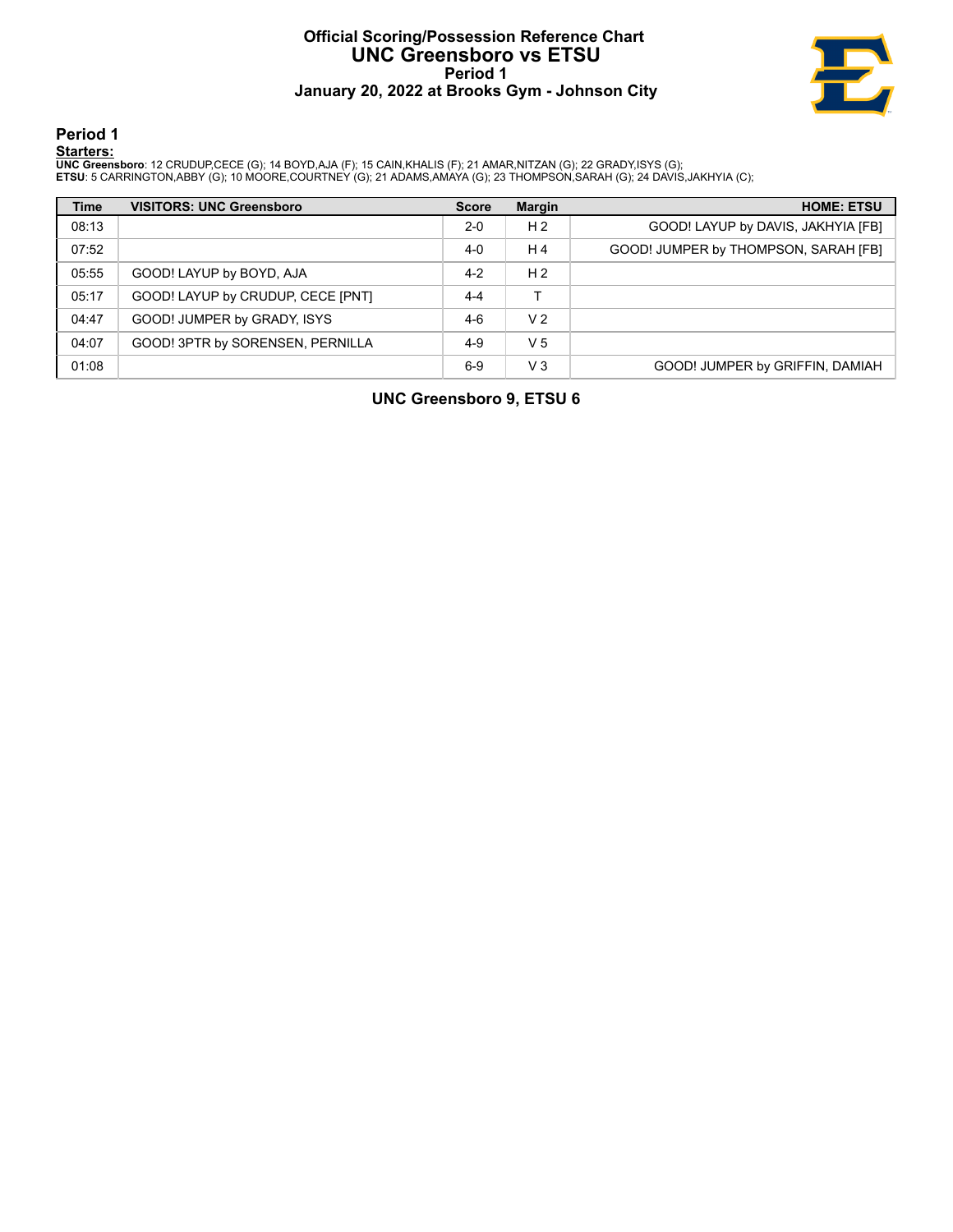# Official Scoring/Possession Reference Chart
# UNC Greensboro vs ETSU
## Period 1
## January 20, 2022 at Brooks Gym - Johnson City

### Period 1

**Starters:**

**UNC Greensboro**: 12 CRUDUP,CECE (G); 14 BOYD,AJA (F); 15 CAIN,KHALIS (F); 21 AMAR,NITZAN (G); 22 GRADY,ISYS (G);
**ETSU**: 5 CARRINGTON,ABBY (G); 10 MOORE,COURTNEY (G); 21 ADAMS,AMAYA (G); 23 THOMPSON,SARAH (G); 24 DAVIS,JAKHYIA (C);

| Time | VISITORS: UNC Greensboro | Score | Margin | HOME: ETSU |
|---|---|---|---|---|
| 08:13 | | 2-0 | H 2 | GOOD! LAYUP by DAVIS, JAKHYIA [FB] |
| 07:52 | | 4-0 | H 4 | GOOD! JUMPER by THOMPSON, SARAH [FB] |
| 05:55 | GOOD! LAYUP by BOYD, AJA | 4-2 | H 2 | |
| 05:17 | GOOD! LAYUP by CRUDUP, CECE [PNT] | 4-4 | T | |
| 04:47 | GOOD! JUMPER by GRADY, ISYS | 4-6 | V 2 | |
| 04:07 | GOOD! 3PTR by SORENSEN, PERNILLA | 4-9 | V 5 | |
| 01:08 | | 6-9 | V 3 | GOOD! JUMPER by GRIFFIN, DAMIAH |

**UNC Greensboro 9, ETSU 6**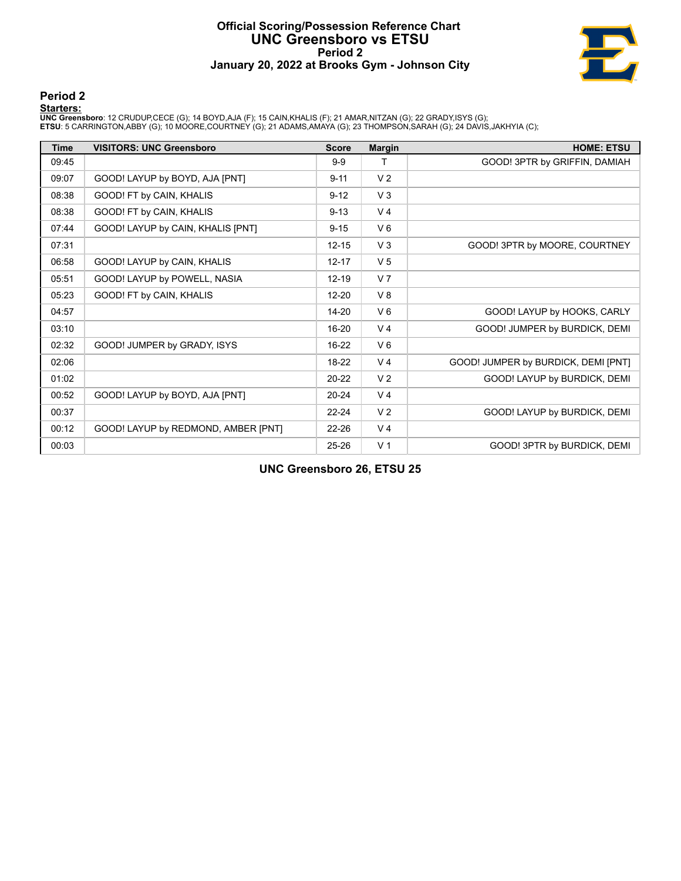# Official Scoring/Possession Reference Chart
# UNC Greensboro vs ETSU
## Period 2
## January 20, 2022 at Brooks Gym - Johnson City

### Period 2

**Starters:**

**UNC Greensboro**: 12 CRUDUP,CECE (G); 14 BOYD,AJA (F); 15 CAIN,KHALIS (F); 21 AMAR,NITZAN (G); 22 GRADY,ISYS (G);
**ETSU**: 5 CARRINGTON,ABBY (G); 10 MOORE,COURTNEY (G); 21 ADAMS,AMAYA (G); 23 THOMPSON,SARAH (G); 24 DAVIS,JAKHYIA (C);

| Time | VISITORS: UNC Greensboro | Score | Margin | HOME: ETSU |
|---|---|---|---|---|
| 09:45 | | 9-9 | T | GOOD! 3PTR by GRIFFIN, DAMIAH |
| 09:07 | GOOD! LAYUP by BOYD, AJA [PNT] | 9-11 | V 2 | |
| 08:38 | GOOD! FT by CAIN, KHALIS | 9-12 | V 3 | |
| 08:38 | GOOD! FT by CAIN, KHALIS | 9-13 | V 4 | |
| 07:44 | GOOD! LAYUP by CAIN, KHALIS [PNT] | 9-15 | V 6 | |
| 07:31 | | 12-15 | V 3 | GOOD! 3PTR by MOORE, COURTNEY |
| 06:58 | GOOD! LAYUP by CAIN, KHALIS | 12-17 | V 5 | |
| 05:51 | GOOD! LAYUP by POWELL, NASIA | 12-19 | V 7 | |
| 05:23 | GOOD! FT by CAIN, KHALIS | 12-20 | V 8 | |
| 04:57 | | 14-20 | V 6 | GOOD! LAYUP by HOOKS, CARLY |
| 03:10 | | 16-20 | V 4 | GOOD! JUMPER by BURDICK, DEMI |
| 02:32 | GOOD! JUMPER by GRADY, ISYS | 16-22 | V 6 | |
| 02:06 | | 18-22 | V 4 | GOOD! JUMPER by BURDICK, DEMI [PNT] |
| 01:02 | | 20-22 | V 2 | GOOD! LAYUP by BURDICK, DEMI |
| 00:52 | GOOD! LAYUP by BOYD, AJA [PNT] | 20-24 | V 4 | |
| 00:37 | | 22-24 | V 2 | GOOD! LAYUP by BURDICK, DEMI |
| 00:12 | GOOD! LAYUP by REDMOND, AMBER [PNT] | 22-26 | V 4 | |
| 00:03 | | 25-26 | V 1 | GOOD! 3PTR by BURDICK, DEMI |

**UNC Greensboro 26, ETSU 25**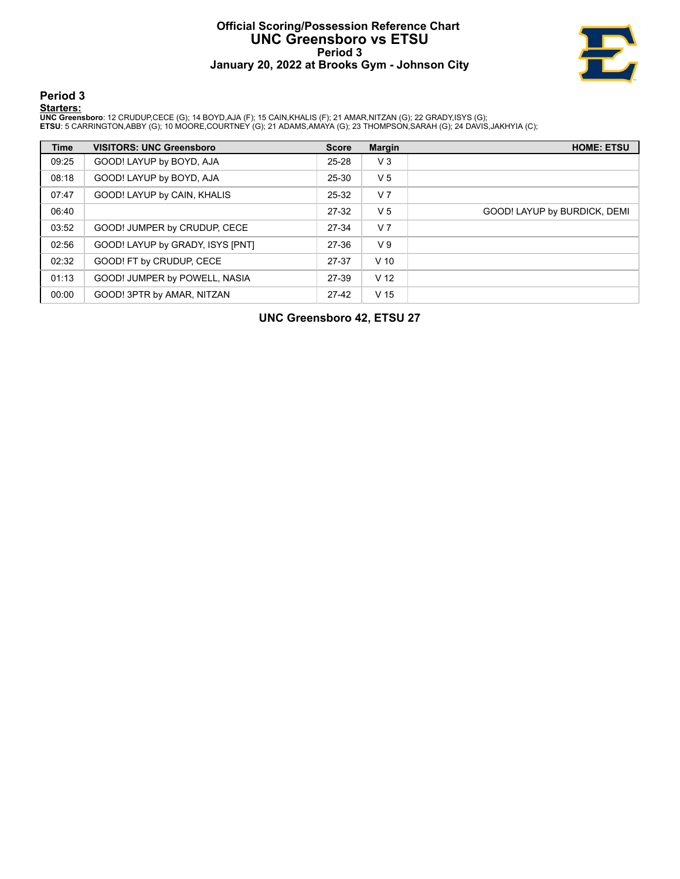# Official Scoring/Possession Reference Chart
## UNC Greensboro vs ETSU
### Period 3
### January 20, 2022 at Brooks Gym - Johnson City

## Period 3

**Starters:**

**UNC Greensboro**: 12 CRUDUP,CECE (G); 14 BOYD,AJA (F); 15 CAIN,KHALIS (F); 21 AMAR,NITZAN (G); 22 GRADY,ISYS (G);
**ETSU**: 5 CARRINGTON,ABBY (G); 10 MOORE,COURTNEY (G); 21 ADAMS,AMAYA (G); 23 THOMPSON,SARAH (G); 24 DAVIS,JAKHYIA (C);

| Time | VISITORS: UNC Greensboro | Score | Margin | HOME: ETSU |
| --- | --- | --- | --- | --- |
| 09:25 | GOOD! LAYUP by BOYD, AJA | 25-28 | V 3 | |
| 08:18 | GOOD! LAYUP by BOYD, AJA | 25-30 | V 5 | |
| 07:47 | GOOD! LAYUP by CAIN, KHALIS | 25-32 | V 7 | |
| 06:40 | | 27-32 | V 5 | GOOD! LAYUP by BURDICK, DEMI |
| 03:52 | GOOD! JUMPER by CRUDUP, CECE | 27-34 | V 7 | |
| 02:56 | GOOD! LAYUP by GRADY, ISYS [PNT] | 27-36 | V 9 | |
| 02:32 | GOOD! FT by CRUDUP, CECE | 27-37 | V 10 | |
| 01:13 | GOOD! JUMPER by POWELL, NASIA | 27-39 | V 12 | |
| 00:00 | GOOD! 3PTR by AMAR, NITZAN | 27-42 | V 15 | |

**UNC Greensboro 42, ETSU 27**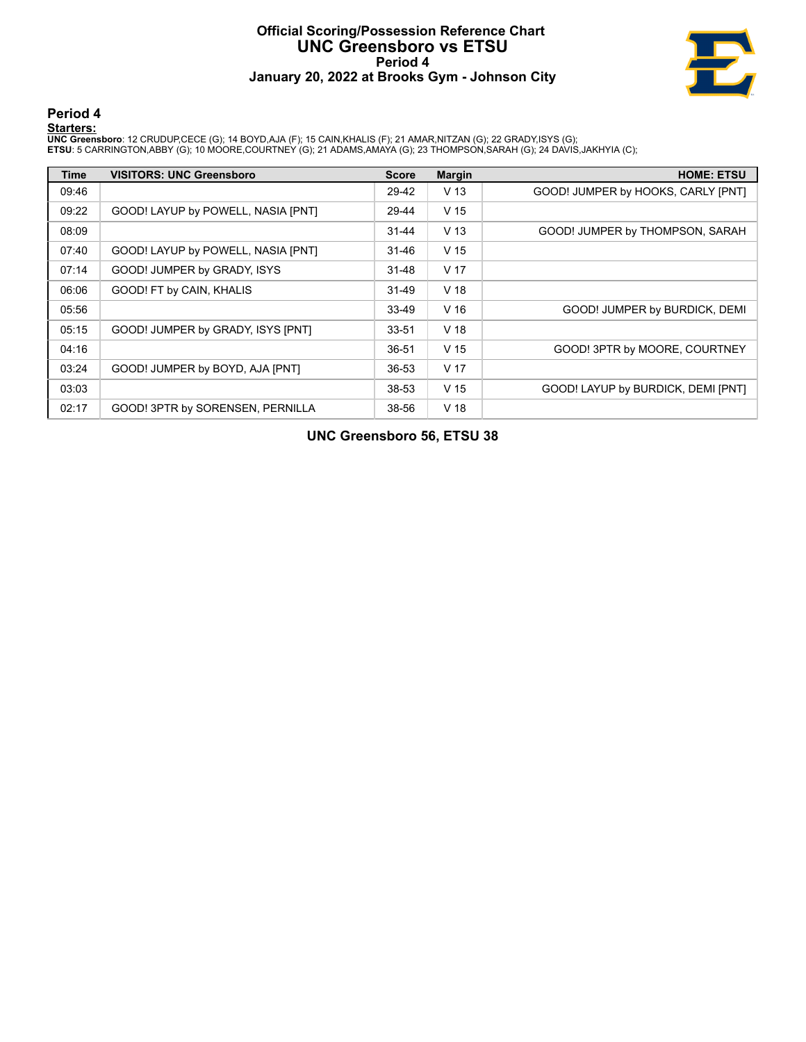# Official Scoring/Possession Reference Chart
# UNC Greensboro vs ETSU
## Period 4
### January 20, 2022 at Brooks Gym - Johnson City

## Period 4

**Starters:**

**UNC Greensboro**: 12 CRUDUP,CECE (G); 14 BOYD,AJA (F); 15 CAIN,KHALIS (F); 21 AMAR,NITZAN (G); 22 GRADY,ISYS (G);
**ETSU**: 5 CARRINGTON,ABBY (G); 10 MOORE,COURTNEY (G); 21 ADAMS,AMAYA (G); 23 THOMPSON,SARAH (G); 24 DAVIS,JAKHYIA (C);

| Time | VISITORS: UNC Greensboro | Score | Margin | HOME: ETSU |
|---|---|---|---|---|
| 09:46 | | 29-42 | V 13 | GOOD! JUMPER by HOOKS, CARLY [PNT] |
| 09:22 | GOOD! LAYUP by POWELL, NASIA [PNT] | 29-44 | V 15 | |
| 08:09 | | 31-44 | V 13 | GOOD! JUMPER by THOMPSON, SARAH |
| 07:40 | GOOD! LAYUP by POWELL, NASIA [PNT] | 31-46 | V 15 | |
| 07:14 | GOOD! JUMPER by GRADY, ISYS | 31-48 | V 17 | |
| 06:06 | GOOD! FT by CAIN, KHALIS | 31-49 | V 18 | |
| 05:56 | | 33-49 | V 16 | GOOD! JUMPER by BURDICK, DEMI |
| 05:15 | GOOD! JUMPER by GRADY, ISYS [PNT] | 33-51 | V 18 | |
| 04:16 | | 36-51 | V 15 | GOOD! 3PTR by MOORE, COURTNEY |
| 03:24 | GOOD! JUMPER by BOYD, AJA [PNT] | 36-53 | V 17 | |
| 03:03 | | 38-53 | V 15 | GOOD! LAYUP by BURDICK, DEMI [PNT] |
| 02:17 | GOOD! 3PTR by SORENSEN, PERNILLA | 38-56 | V 18 | |

**UNC Greensboro 56, ETSU 38**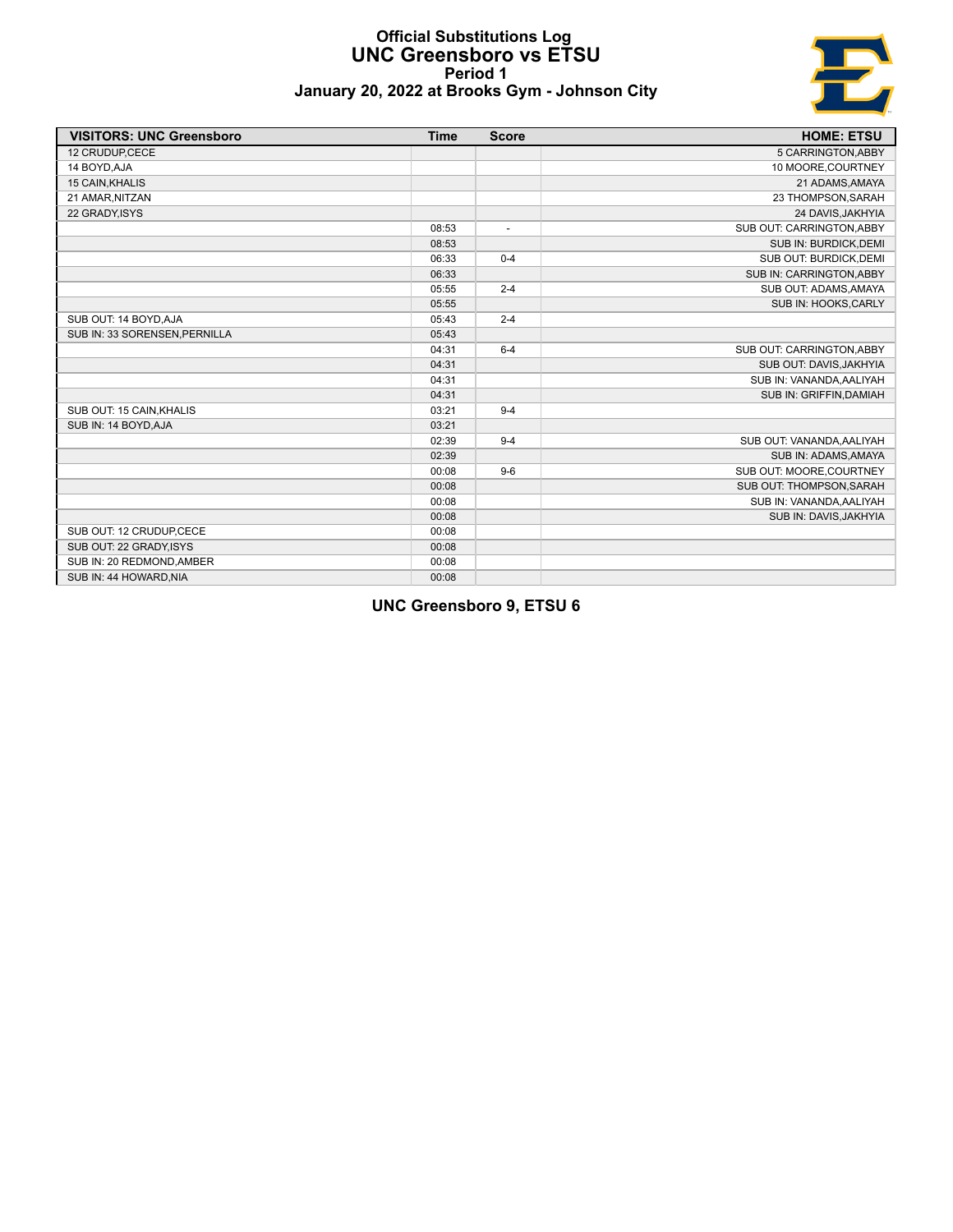# Official Substitutions Log
## UNC Greensboro vs ETSU
### Period 1
### January 20, 2022 at Brooks Gym - Johnson City

| VISITORS: UNC Greensboro | Time | Score | HOME: ETSU |
|---|---|---|---|
| 12 CRUDUP,CECE | | | 5 CARRINGTON,ABBY |
| 14 BOYD,AJA | | | 10 MOORE,COURTNEY |
| 15 CAIN,KHALIS | | | 21 ADAMS,AMAYA |
| 21 AMAR,NITZAN | | | 23 THOMPSON,SARAH |
| 22 GRADY,ISYS | | | 24 DAVIS,JAKHYIA |
| | 08:53 | - | SUB OUT: CARRINGTON,ABBY |
| | 08:53 | | SUB IN: BURDICK,DEMI |
| | 06:33 | 0-4 | SUB OUT: BURDICK,DEMI |
| | 06:33 | | SUB IN: CARRINGTON,ABBY |
| | 05:55 | 2-4 | SUB OUT: ADAMS,AMAYA |
| | 05:55 | | SUB IN: HOOKS,CARLY |
| SUB OUT: 14 BOYD,AJA | 05:43 | 2-4 | |
| SUB IN: 33 SORENSEN,PERNILLA | 05:43 | | |
| | 04:31 | 6-4 | SUB OUT: CARRINGTON,ABBY |
| | 04:31 | | SUB OUT: DAVIS,JAKHYIA |
| | 04:31 | | SUB IN: VANANDA,AALIYAH |
| | 04:31 | | SUB IN: GRIFFIN,DAMIAH |
| SUB OUT: 15 CAIN,KHALIS | 03:21 | 9-4 | |
| SUB IN: 14 BOYD,AJA | 03:21 | | |
| | 02:39 | 9-4 | SUB OUT: VANANDA,AALIYAH |
| | 02:39 | | SUB IN: ADAMS,AMAYA |
| | 00:08 | 9-6 | SUB OUT: MOORE,COURTNEY |
| | 00:08 | | SUB OUT: THOMPSON,SARAH |
| | 00:08 | | SUB IN: VANANDA,AALIYAH |
| | 00:08 | | SUB IN: DAVIS,JAKHYIA |
| SUB OUT: 12 CRUDUP,CECE | 00:08 | | |
| SUB OUT: 22 GRADY,ISYS | 00:08 | | |
| SUB IN: 20 REDMOND,AMBER | 00:08 | | |
| SUB IN: 44 HOWARD,NIA | 00:08 | | |

**UNC Greensboro 9, ETSU 6**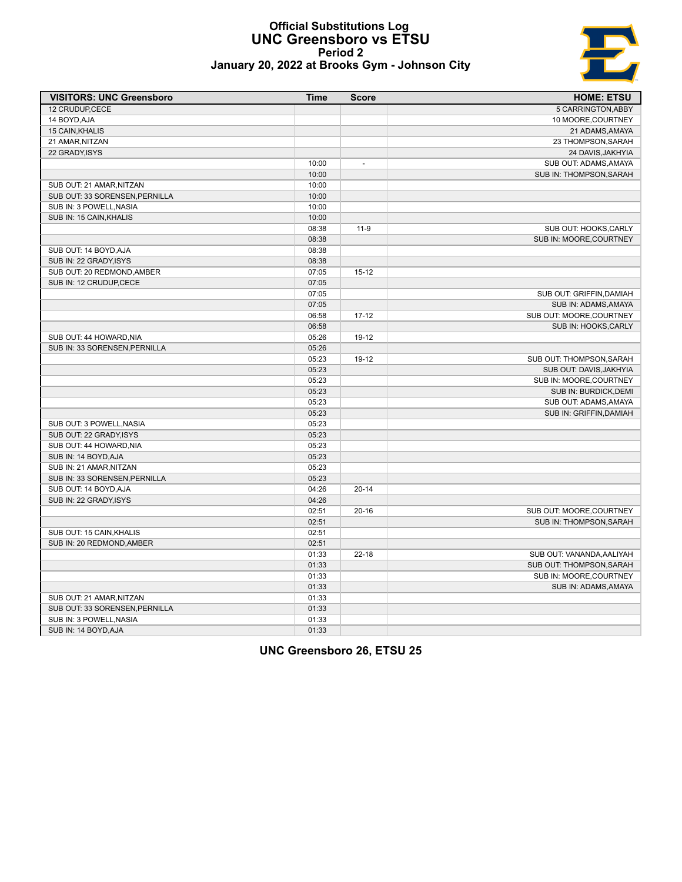# Official Substitutions Log
## UNC Greensboro vs ETSU
### Period 2
### January 20, 2022 at Brooks Gym - Johnson City

| VISITORS: UNC Greensboro | Time | Score | HOME: ETSU |
|---|---|---|---|
| 12 CRUDUP,CECE | | | 5 CARRINGTON,ABBY |
| 14 BOYD,AJA | | | 10 MOORE,COURTNEY |
| 15 CAIN,KHALIS | | | 21 ADAMS,AMAYA |
| 21 AMAR,NITZAN | | | 23 THOMPSON,SARAH |
| 22 GRADY,ISYS | | | 24 DAVIS,JAKHYIA |
| | 10:00 | - | SUB OUT: ADAMS,AMAYA |
| | 10:00 | | SUB IN: THOMPSON,SARAH |
| SUB OUT: 21 AMAR,NITZAN | 10:00 | | |
| SUB OUT: 33 SORENSEN,PERNILLA | 10:00 | | |
| SUB IN: 3 POWELL,NASIA | 10:00 | | |
| SUB IN: 15 CAIN,KHALIS | 10:00 | | |
| | 08:38 | 11-9 | SUB OUT: HOOKS,CARLY |
| | 08:38 | | SUB IN: MOORE,COURTNEY |
| SUB OUT: 14 BOYD,AJA | 08:38 | | |
| SUB IN: 22 GRADY,ISYS | 08:38 | | |
| SUB OUT: 20 REDMOND,AMBER | 07:05 | 15-12 | |
| SUB IN: 12 CRUDUP,CECE | 07:05 | | |
| | 07:05 | | SUB OUT: GRIFFIN,DAMIAH |
| | 07:05 | | SUB IN: ADAMS,AMAYA |
| | 06:58 | 17-12 | SUB OUT: MOORE,COURTNEY |
| | 06:58 | | SUB IN: HOOKS,CARLY |
| SUB OUT: 44 HOWARD,NIA | 05:26 | 19-12 | |
| SUB IN: 33 SORENSEN,PERNILLA | 05:26 | | |
| | 05:23 | 19-12 | SUB OUT: THOMPSON,SARAH |
| | 05:23 | | SUB OUT: DAVIS,JAKHYIA |
| | 05:23 | | SUB IN: MOORE,COURTNEY |
| | 05:23 | | SUB IN: BURDICK,DEMI |
| | 05:23 | | SUB OUT: ADAMS,AMAYA |
| | 05:23 | | SUB IN: GRIFFIN,DAMIAH |
| SUB OUT: 3 POWELL,NASIA | 05:23 | | |
| SUB OUT: 22 GRADY,ISYS | 05:23 | | |
| SUB OUT: 44 HOWARD,NIA | 05:23 | | |
| SUB IN: 14 BOYD,AJA | 05:23 | | |
| SUB IN: 21 AMAR,NITZAN | 05:23 | | |
| SUB IN: 33 SORENSEN,PERNILLA | 05:23 | | |
| SUB OUT: 14 BOYD,AJA | 04:26 | 20-14 | |
| SUB IN: 22 GRADY,ISYS | 04:26 | | |
| | 02:51 | 20-16 | SUB OUT: MOORE,COURTNEY |
| | 02:51 | | SUB IN: THOMPSON,SARAH |
| SUB OUT: 15 CAIN,KHALIS | 02:51 | | |
| SUB IN: 20 REDMOND,AMBER | 02:51 | | |
| | 01:33 | 22-18 | SUB OUT: VANANDA,AALIYAH |
| | 01:33 | | SUB OUT: THOMPSON,SARAH |
| | 01:33 | | SUB IN: MOORE,COURTNEY |
| | 01:33 | | SUB IN: ADAMS,AMAYA |
| SUB OUT: 21 AMAR,NITZAN | 01:33 | | |
| SUB OUT: 33 SORENSEN,PERNILLA | 01:33 | | |
| SUB IN: 3 POWELL,NASIA | 01:33 | | |
| SUB IN: 14 BOYD,AJA | 01:33 | | |

**UNC Greensboro 26, ETSU 25**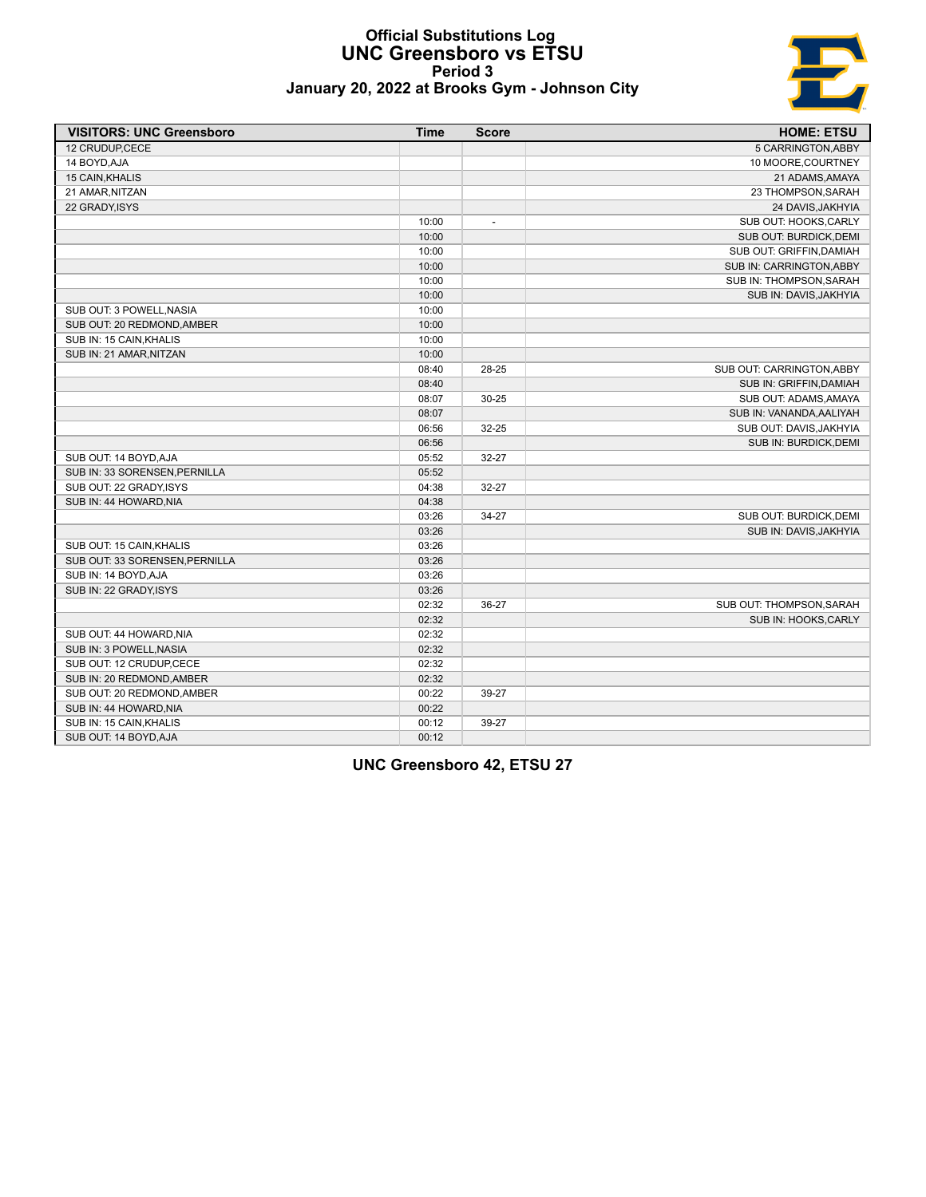# Official Substitutions Log
## UNC Greensboro vs ETSU
### Period 3
### January 20, 2022 at Brooks Gym - Johnson City

| VISITORS: UNC Greensboro | Time | Score | HOME: ETSU |
|---|---|---|---|
| 12 CRUDUP,CECE | | | 5 CARRINGTON,ABBY |
| 14 BOYD,AJA | | | 10 MOORE,COURTNEY |
| 15 CAIN,KHALIS | | | 21 ADAMS,AMAYA |
| 21 AMAR,NITZAN | | | 23 THOMPSON,SARAH |
| 22 GRADY,ISYS | | | 24 DAVIS,JAKHYIA |
| | 10:00 | - | SUB OUT: HOOKS,CARLY |
| | 10:00 | | SUB OUT: BURDICK,DEMI |
| | 10:00 | | SUB OUT: GRIFFIN,DAMIAH |
| | 10:00 | | SUB IN: CARRINGTON,ABBY |
| | 10:00 | | SUB IN: THOMPSON,SARAH |
| | 10:00 | | SUB IN: DAVIS,JAKHYIA |
| SUB OUT: 3 POWELL,NASIA | 10:00 | | |
| SUB OUT: 20 REDMOND,AMBER | 10:00 | | |
| SUB IN: 15 CAIN,KHALIS | 10:00 | | |
| SUB IN: 21 AMAR,NITZAN | 10:00 | | |
| | 08:40 | 28-25 | SUB OUT: CARRINGTON,ABBY |
| | 08:40 | | SUB IN: GRIFFIN,DAMIAH |
| | 08:07 | 30-25 | SUB OUT: ADAMS,AMAYA |
| | 08:07 | | SUB IN: VANANDA,AALIYAH |
| | 06:56 | 32-25 | SUB OUT: DAVIS,JAKHYIA |
| | 06:56 | | SUB IN: BURDICK,DEMI |
| SUB OUT: 14 BOYD,AJA | 05:52 | 32-27 | |
| SUB IN: 33 SORENSEN,PERNILLA | 05:52 | | |
| SUB OUT: 22 GRADY,ISYS | 04:38 | 32-27 | |
| SUB IN: 44 HOWARD,NIA | 04:38 | | |
| | 03:26 | 34-27 | SUB OUT: BURDICK,DEMI |
| | 03:26 | | SUB IN: DAVIS,JAKHYIA |
| SUB OUT: 15 CAIN,KHALIS | 03:26 | | |
| SUB OUT: 33 SORENSEN,PERNILLA | 03:26 | | |
| SUB IN: 14 BOYD,AJA | 03:26 | | |
| SUB IN: 22 GRADY,ISYS | 03:26 | | |
| | 02:32 | 36-27 | SUB OUT: THOMPSON,SARAH |
| | 02:32 | | SUB IN: HOOKS,CARLY |
| SUB OUT: 44 HOWARD,NIA | 02:32 | | |
| SUB IN: 3 POWELL,NASIA | 02:32 | | |
| SUB OUT: 12 CRUDUP,CECE | 02:32 | | |
| SUB IN: 20 REDMOND,AMBER | 02:32 | | |
| SUB OUT: 20 REDMOND,AMBER | 00:22 | 39-27 | |
| SUB IN: 44 HOWARD,NIA | 00:22 | | |
| SUB IN: 15 CAIN,KHALIS | 00:12 | 39-27 | |
| SUB OUT: 14 BOYD,AJA | 00:12 | | |

**UNC Greensboro 42, ETSU 27**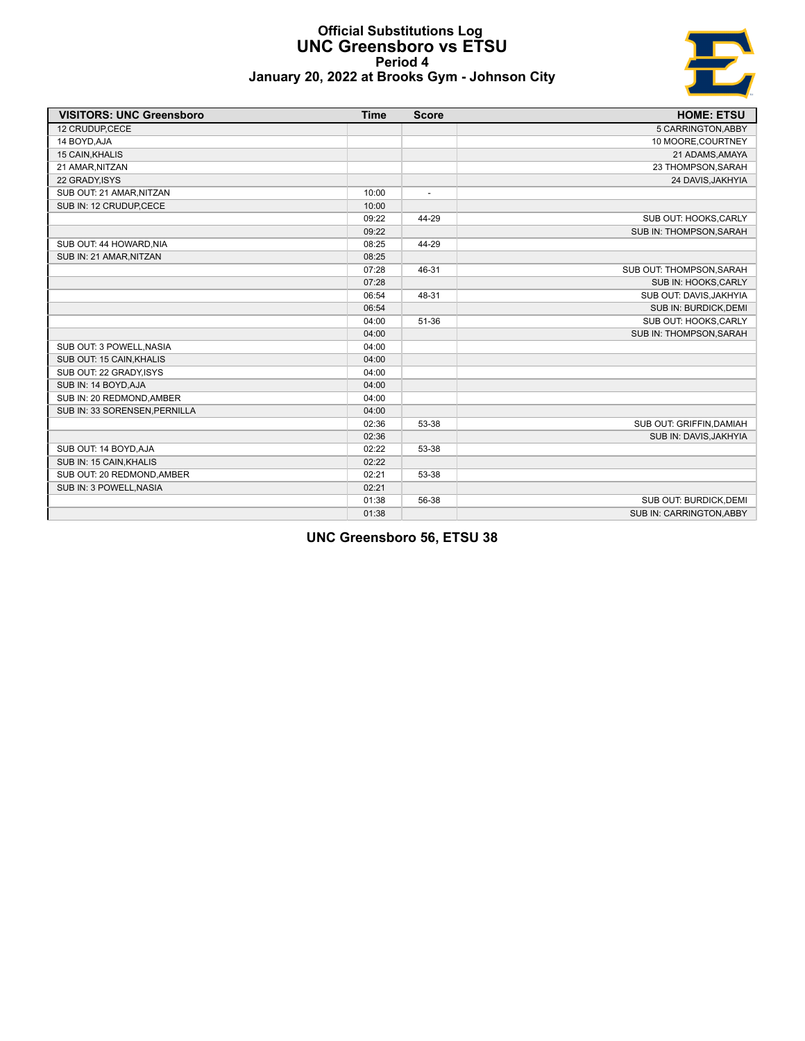# Official Substitutions Log
## UNC Greensboro vs ETSU
### Period 4
### January 20, 2022 at Brooks Gym - Johnson City

| VISITORS: UNC Greensboro | Time | Score | HOME: ETSU |
|---|---|---|---|
| 12 CRUDUP,CECE | | | 5 CARRINGTON,ABBY |
| 14 BOYD,AJA | | | 10 MOORE,COURTNEY |
| 15 CAIN,KHALIS | | | 21 ADAMS,AMAYA |
| 21 AMAR,NITZAN | | | 23 THOMPSON,SARAH |
| 22 GRADY,ISYS | | | 24 DAVIS,JAKHYIA |
| SUB OUT: 21 AMAR,NITZAN | 10:00 | - | |
| SUB IN: 12 CRUDUP,CECE | 10:00 | | |
| | 09:22 | 44-29 | SUB OUT: HOOKS,CARLY |
| | 09:22 | | SUB IN: THOMPSON,SARAH |
| SUB OUT: 44 HOWARD,NIA | 08:25 | 44-29 | |
| SUB IN: 21 AMAR,NITZAN | 08:25 | | |
| | 07:28 | 46-31 | SUB OUT: THOMPSON,SARAH |
| | 07:28 | | SUB IN: HOOKS,CARLY |
| | 06:54 | 48-31 | SUB OUT: DAVIS,JAKHYIA |
| | 06:54 | | SUB IN: BURDICK,DEMI |
| | 04:00 | 51-36 | SUB OUT: HOOKS,CARLY |
| | 04:00 | | SUB IN: THOMPSON,SARAH |
| SUB OUT: 3 POWELL,NASIA | 04:00 | | |
| SUB OUT: 15 CAIN,KHALIS | 04:00 | | |
| SUB OUT: 22 GRADY,ISYS | 04:00 | | |
| SUB IN: 14 BOYD,AJA | 04:00 | | |
| SUB IN: 20 REDMOND,AMBER | 04:00 | | |
| SUB IN: 33 SORENSEN,PERNILLA | 04:00 | | |
| | 02:36 | 53-38 | SUB OUT: GRIFFIN,DAMIAH |
| | 02:36 | | SUB IN: DAVIS,JAKHYIA |
| SUB OUT: 14 BOYD,AJA | 02:22 | 53-38 | |
| SUB IN: 15 CAIN,KHALIS | 02:22 | | |
| SUB OUT: 20 REDMOND,AMBER | 02:21 | 53-38 | |
| SUB IN: 3 POWELL,NASIA | 02:21 | | |
| | 01:38 | 56-38 | SUB OUT: BURDICK,DEMI |
| | 01:38 | | SUB IN: CARRINGTON,ABBY |

**UNC Greensboro 56, ETSU 38**